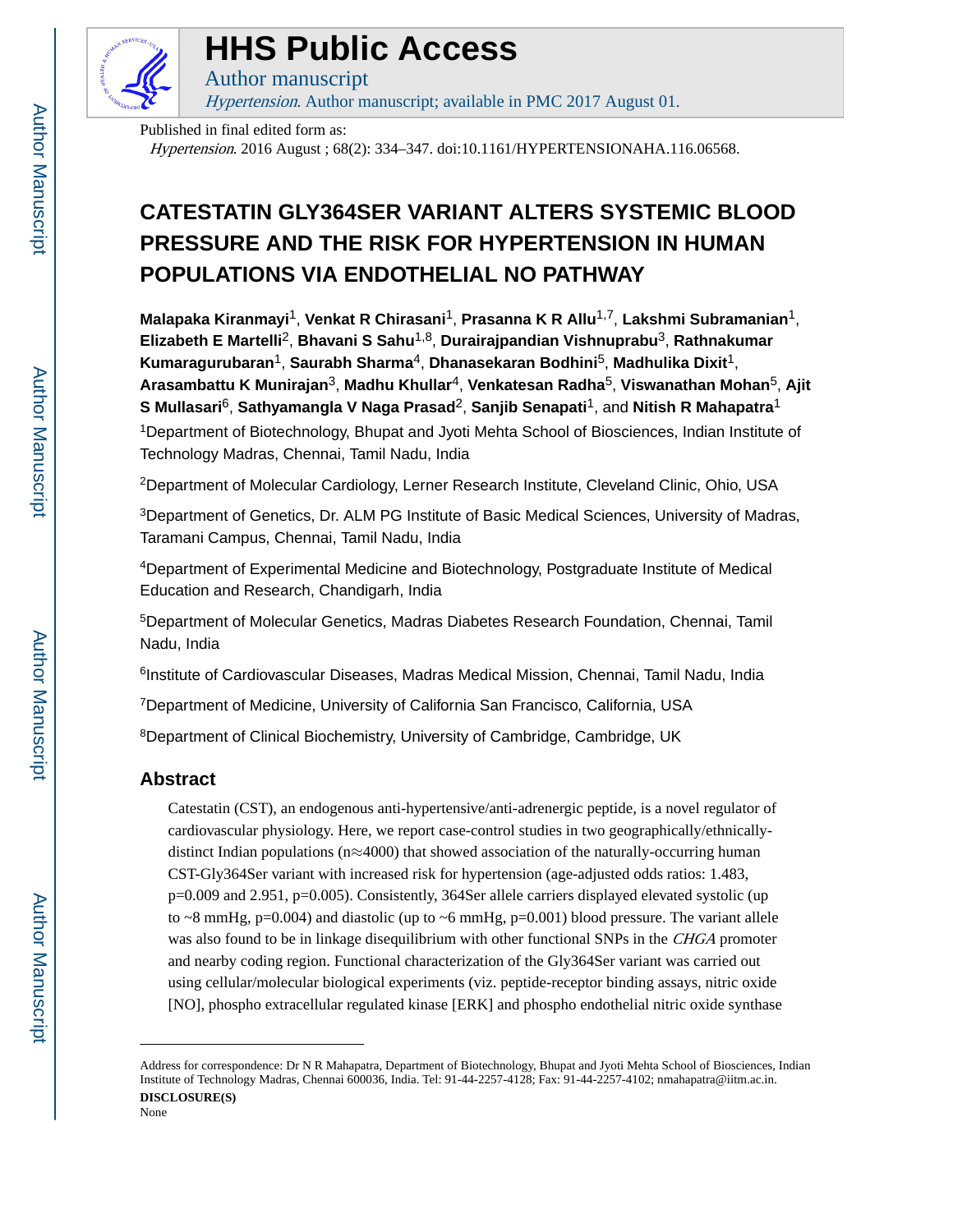# HHS Public Access

Author manuscript

*Hypertension*. Author manuscript; available in PMC 2017 August 01.

Published in final edited form as:

*Hypertension*. 2016 August ; 68(2): 334–347. doi:10.1161/HYPERTENSIONAHA.116.06568.

# CATESTATIN GLY364SER VARIANT ALTERS SYSTEMIC BLOOD PRESSURE AND THE RISK FOR HYPERTENSION IN HUMAN POPULATIONS VIA ENDOTHELIAL NO PATHWAY

**Malapaka Kiranmayi**[1], **Venkat R Chirasani**[1], **Prasanna K R Allu**[1,7], **Lakshmi Subramanian**[1], **Elizabeth E Martelli**[2], **Bhavani S Sahu**[1,8], **Durairajpandian Vishnuprabu**[3], **Rathnakumar Kumaragurubaran**[1], **Saurabh Sharma**[4], **Dhanasekaran Bodhini**[5], **Madhulika Dixit**[1], **Arasambattu K Munirajan**[3], **Madhu Khullar**[4], **Venkatesan Radha**[5], **Viswanathan Mohan**[5], **Ajit S Mullasari**[6], **Sathyamangla V Naga Prasad**[2], **Sanjib Senapati**[1], and **Nitish R Mahapatra**[1]

[1]Department of Biotechnology, Bhupat and Jyoti Mehta School of Biosciences, Indian Institute of Technology Madras, Chennai, Tamil Nadu, India

[2]Department of Molecular Cardiology, Lerner Research Institute, Cleveland Clinic, Ohio, USA

[3]Department of Genetics, Dr. ALM PG Institute of Basic Medical Sciences, University of Madras, Taramani Campus, Chennai, Tamil Nadu, India

[4]Department of Experimental Medicine and Biotechnology, Postgraduate Institute of Medical Education and Research, Chandigarh, India

[5]Department of Molecular Genetics, Madras Diabetes Research Foundation, Chennai, Tamil Nadu, India

[6]Institute of Cardiovascular Diseases, Madras Medical Mission, Chennai, Tamil Nadu, India

[7]Department of Medicine, University of California San Francisco, California, USA

[8]Department of Clinical Biochemistry, University of Cambridge, Cambridge, UK

## Abstract

Catestatin (CST), an endogenous anti-hypertensive/anti-adrenergic peptide, is a novel regulator of cardiovascular physiology. Here, we report case-control studies in two geographically/ethnically-distinct Indian populations ($n \approx 4000$) that showed association of the naturally-occurring human CST-Gly364Ser variant with increased risk for hypertension (age-adjusted odds ratios: 1.483, $p=0.009$ and 2.951, $p=0.005$). Consistently, 364Ser allele carriers displayed elevated systolic (up to ~8 mmHg, $p=0.004$) and diastolic (up to ~6 mmHg, $p=0.001$) blood pressure. The variant allele was also found to be in linkage disequilibrium with other functional SNPs in the *CHGA* promoter and nearby coding region. Functional characterization of the Gly364Ser variant was carried out using cellular/molecular biological experiments (viz. peptide-receptor binding assays, nitric oxide [NO], phospho extracellular regulated kinase [ERK] and phospho endothelial nitric oxide synthase

---

Address for correspondence: Dr N R Mahapatra, Department of Biotechnology, Bhupat and Jyoti Mehta School of Biosciences, Indian Institute of Technology Madras, Chennai 600036, India. Tel: 91-44-2257-4128; Fax: 91-44-2257-4102; nmahapatra@iitm.ac.in.

**DISCLOSURE(S)**

None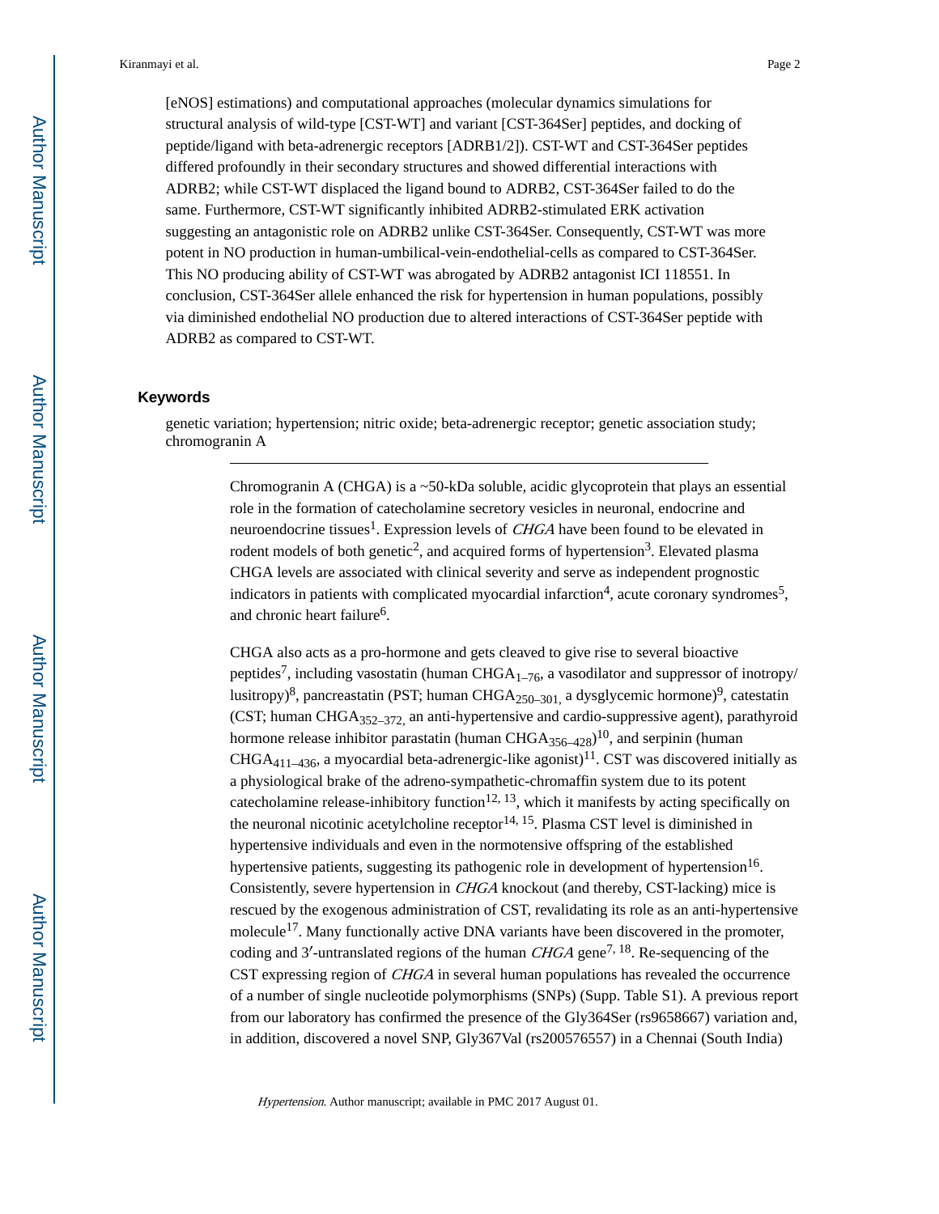[eNOS] estimations) and computational approaches (molecular dynamics simulations for structural analysis of wild-type [CST-WT] and variant [CST-364Ser] peptides, and docking of peptide/ligand with beta-adrenergic receptors [ADRB1/2]). CST-WT and CST-364Ser peptides differed profoundly in their secondary structures and showed differential interactions with ADRB2; while CST-WT displaced the ligand bound to ADRB2, CST-364Ser failed to do the same. Furthermore, CST-WT significantly inhibited ADRB2-stimulated ERK activation suggesting an antagonistic role on ADRB2 unlike CST-364Ser. Consequently, CST-WT was more potent in NO production in human-umbilical-vein-endothelial-cells as compared to CST-364Ser. This NO producing ability of CST-WT was abrogated by ADRB2 antagonist ICI 118551. In conclusion, CST-364Ser allele enhanced the risk for hypertension in human populations, possibly via diminished endothelial NO production due to altered interactions of CST-364Ser peptide with ADRB2 as compared to CST-WT.

### Keywords

genetic variation; hypertension; nitric oxide; beta-adrenergic receptor; genetic association study; chromogranin A

---

Chromogranin A (CHGA) is a ~50-kDa soluble, acidic glycoprotein that plays an essential role in the formation of catecholamine secretory vesicles in neuronal, endocrine and neuroendocrine tissues[1]. Expression levels of *CHGA* have been found to be elevated in rodent models of both genetic[2], and acquired forms of hypertension[3]. Elevated plasma CHGA levels are associated with clinical severity and serve as independent prognostic indicators in patients with complicated myocardial infarction[4], acute coronary syndromes[5], and chronic heart failure[6].

CHGA also acts as a pro-hormone and gets cleaved to give rise to several bioactive peptides[7], including vasostatin (human $CHGA_{1–76}$, a vasodilator and suppressor of inotropy/lusitropy)[8], pancreastatin (PST; human $CHGA_{250–301,}$ a dysglycemic hormone)[9], catestatin (CST; human $CHGA_{352–372,}$ an anti-hypertensive and cardio-suppressive agent), parathyroid hormone release inhibitor parastatin (human $CHGA_{356–428}$)[10], and serpinin (human $CHGA_{411–436}$, a myocardial beta-adrenergic-like agonist)[11]. CST was discovered initially as a physiological brake of the adreno-sympathetic-chromaffin system due to its potent catecholamine release-inhibitory function[12, 13], which it manifests by acting specifically on the neuronal nicotinic acetylcholine receptor[14, 15]. Plasma CST level is diminished in hypertensive individuals and even in the normotensive offspring of the established hypertensive patients, suggesting its pathogenic role in development of hypertension[16]. Consistently, severe hypertension in *CHGA* knockout (and thereby, CST-lacking) mice is rescued by the exogenous administration of CST, revalidating its role as an anti-hypertensive molecule[17]. Many functionally active DNA variants have been discovered in the promoter, coding and 3′-untranslated regions of the human *CHGA* gene[7, 18]. Re-sequencing of the CST expressing region of *CHGA* in several human populations has revealed the occurrence of a number of single nucleotide polymorphisms (SNPs) (Supp. Table S1). A previous report from our laboratory has confirmed the presence of the Gly364Ser (rs9658667) variation and, in addition, discovered a novel SNP, Gly367Val (rs200576557) in a Chennai (South India)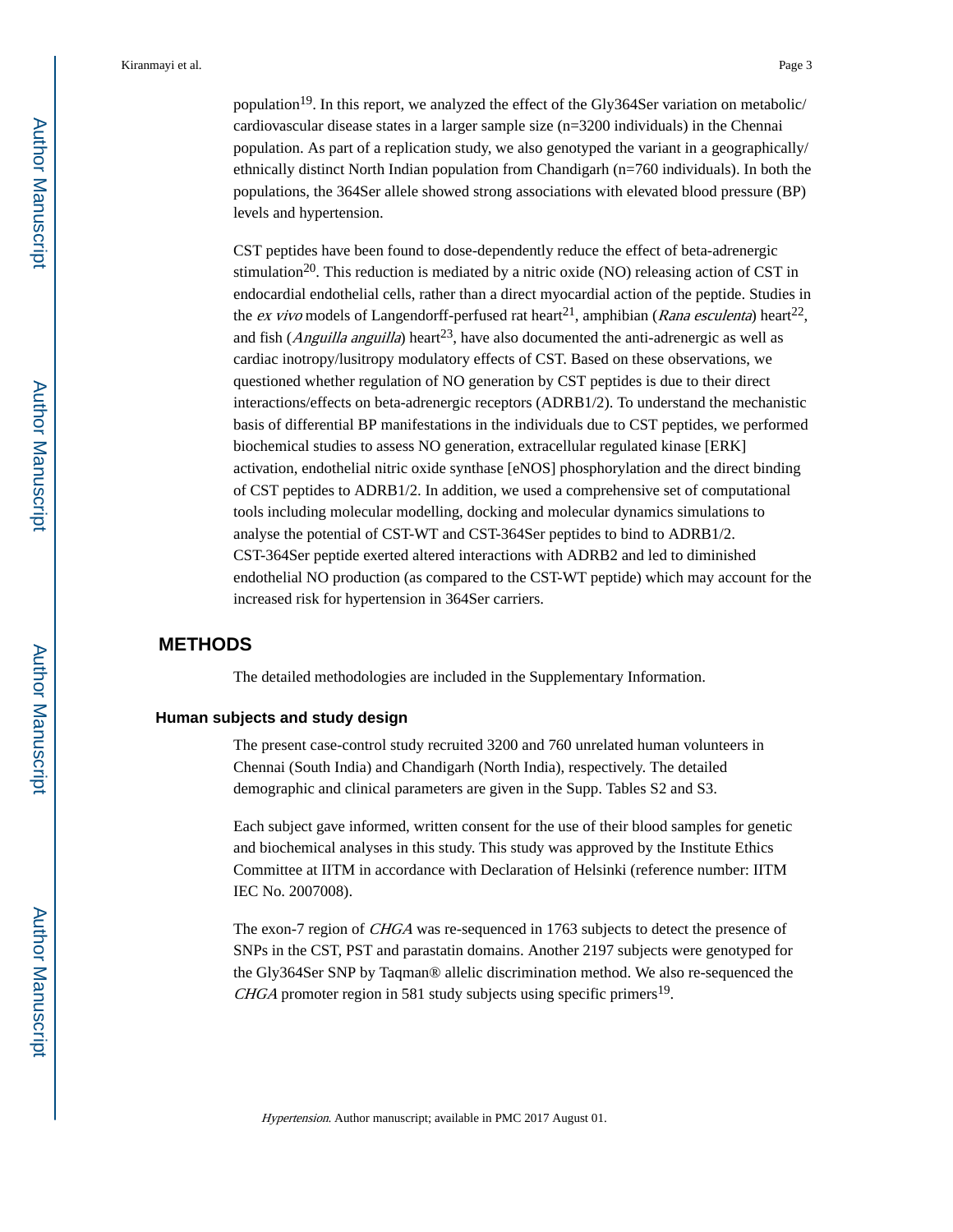population[19]. In this report, we analyzed the effect of the Gly364Ser variation on metabolic/cardiovascular disease states in a larger sample size (n=3200 individuals) in the Chennai population. As part of a replication study, we also genotyped the variant in a geographically/ethnically distinct North Indian population from Chandigarh (n=760 individuals). In both the populations, the 364Ser allele showed strong associations with elevated blood pressure (BP) levels and hypertension.

CST peptides have been found to dose-dependently reduce the effect of beta-adrenergic stimulation[20]. This reduction is mediated by a nitric oxide (NO) releasing action of CST in endocardial endothelial cells, rather than a direct myocardial action of the peptide. Studies in the *ex vivo* models of Langendorff-perfused rat heart[21], amphibian (*Rana esculenta*) heart[22], and fish (*Anguilla anguilla*) heart[23], have also documented the anti-adrenergic as well as cardiac inotropy/lusitropy modulatory effects of CST. Based on these observations, we questioned whether regulation of NO generation by CST peptides is due to their direct interactions/effects on beta-adrenergic receptors (ADRB1/2). To understand the mechanistic basis of differential BP manifestations in the individuals due to CST peptides, we performed biochemical studies to assess NO generation, extracellular regulated kinase [ERK] activation, endothelial nitric oxide synthase [eNOS] phosphorylation and the direct binding of CST peptides to ADRB1/2. In addition, we used a comprehensive set of computational tools including molecular modelling, docking and molecular dynamics simulations to analyse the potential of CST-WT and CST-364Ser peptides to bind to ADRB1/2. CST-364Ser peptide exerted altered interactions with ADRB2 and led to diminished endothelial NO production (as compared to the CST-WT peptide) which may account for the increased risk for hypertension in 364Ser carriers.

## METHODS

The detailed methodologies are included in the Supplementary Information.

### Human subjects and study design

The present case-control study recruited 3200 and 760 unrelated human volunteers in Chennai (South India) and Chandigarh (North India), respectively. The detailed demographic and clinical parameters are given in the Supp. Tables S2 and S3.

Each subject gave informed, written consent for the use of their blood samples for genetic and biochemical analyses in this study. This study was approved by the Institute Ethics Committee at IITM in accordance with Declaration of Helsinki (reference number: IITM IEC No. 2007008).

The exon-7 region of *CHGA* was re-sequenced in 1763 subjects to detect the presence of SNPs in the CST, PST and parastatin domains. Another 2197 subjects were genotyped for the Gly364Ser SNP by Taqman® allelic discrimination method. We also re-sequenced the *CHGA* promoter region in 581 study subjects using specific primers[19].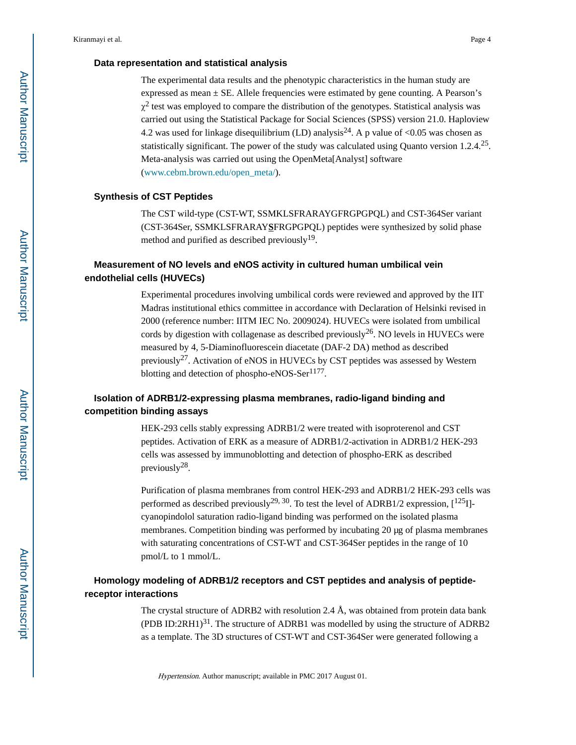### Data representation and statistical analysis

The experimental data results and the phenotypic characteristics in the human study are expressed as mean ± SE. Allele frequencies were estimated by gene counting. A Pearson's $\chi^2$ test was employed to compare the distribution of the genotypes. Statistical analysis was carried out using the Statistical Package for Social Sciences (SPSS) version 21.0. Haploview 4.2 was used for linkage disequilibrium (LD) analysis[24]. A p value of <0.05 was chosen as statistically significant. The power of the study was calculated using Quanto version 1.2.4.[25]. Meta-analysis was carried out using the OpenMeta[Analyst] software (www.cebm.brown.edu/open_meta/).

### Synthesis of CST Peptides

The CST wild-type (CST-WT, SSMKLSFRARAYGFRGPGPQL) and CST-364Ser variant (CST-364Ser, SSMKLSFRARAY**S**FRGPGPQL) peptides were synthesized by solid phase method and purified as described previously[19].

### Measurement of NO levels and eNOS activity in cultured human umbilical vein endothelial cells (HUVECs)

Experimental procedures involving umbilical cords were reviewed and approved by the IIT Madras institutional ethics committee in accordance with Declaration of Helsinki revised in 2000 (reference number: IITM IEC No. 2009024). HUVECs were isolated from umbilical cords by digestion with collagenase as described previously[26]. NO levels in HUVECs were measured by 4, 5-Diaminofluorescein diacetate (DAF-2 DA) method as described previously[27]. Activation of eNOS in HUVECs by CST peptides was assessed by Western blotting and detection of phospho-eNOS-Ser$^{1177}$.

### Isolation of ADRB1/2-expressing plasma membranes, radio-ligand binding and competition binding assays

HEK-293 cells stably expressing ADRB1/2 were treated with isoproterenol and CST peptides. Activation of ERK as a measure of ADRB1/2-activation in ADRB1/2 HEK-293 cells was assessed by immunoblotting and detection of phospho-ERK as described previously[28].

Purification of plasma membranes from control HEK-293 and ADRB1/2 HEK-293 cells was performed as described previously[29, 30]. To test the level of ADRB1/2 expression, [$^{125}$I]-cyanopindolol saturation radio-ligand binding was performed on the isolated plasma membranes. Competition binding was performed by incubating 20 µg of plasma membranes with saturating concentrations of CST-WT and CST-364Ser peptides in the range of 10 pmol/L to 1 mmol/L.

### Homology modeling of ADRB1/2 receptors and CST peptides and analysis of peptide-receptor interactions

The crystal structure of ADRB2 with resolution 2.4 Å, was obtained from protein data bank (PDB ID:2RH1)[31]. The structure of ADRB1 was modelled by using the structure of ADRB2 as a template. The 3D structures of CST-WT and CST-364Ser were generated following a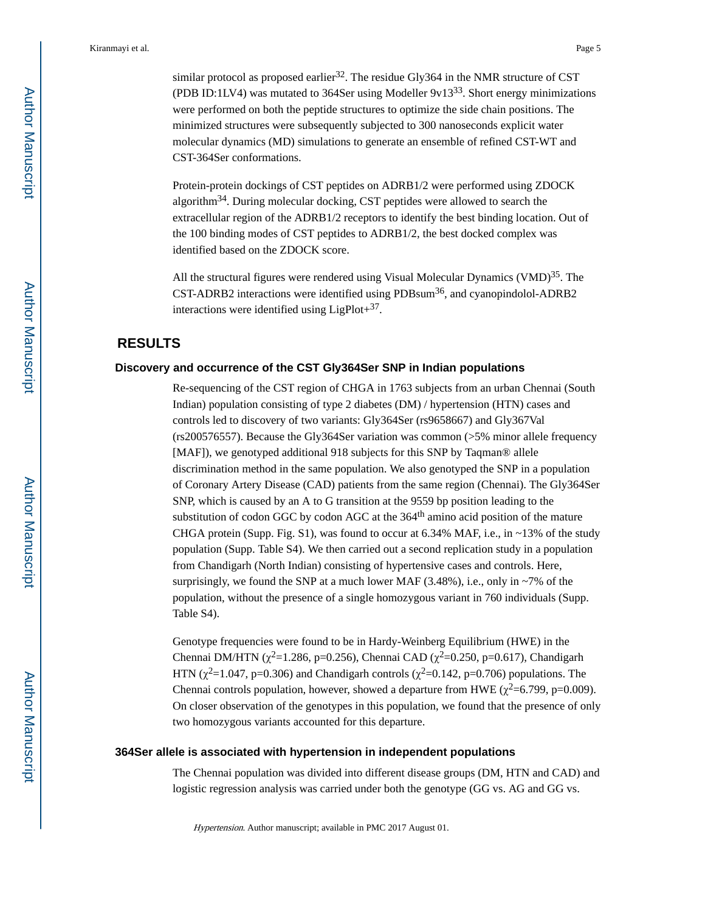similar protocol as proposed earlier[32]. The residue Gly364 in the NMR structure of CST (PDB ID:1LV4) was mutated to 364Ser using Modeller 9v13[33]. Short energy minimizations were performed on both the peptide structures to optimize the side chain positions. The minimized structures were subsequently subjected to 300 nanoseconds explicit water molecular dynamics (MD) simulations to generate an ensemble of refined CST-WT and CST-364Ser conformations.

Protein-protein dockings of CST peptides on ADRB1/2 were performed using ZDOCK algorithm[34]. During molecular docking, CST peptides were allowed to search the extracellular region of the ADRB1/2 receptors to identify the best binding location. Out of the 100 binding modes of CST peptides to ADRB1/2, the best docked complex was identified based on the ZDOCK score.

All the structural figures were rendered using Visual Molecular Dynamics (VMD)[35]. The CST-ADRB2 interactions were identified using PDBsum[36], and cyanopindolol-ADRB2 interactions were identified using LigPlot+[37].

## RESULTS

### Discovery and occurrence of the CST Gly364Ser SNP in Indian populations

Re-sequencing of the CST region of CHGA in 1763 subjects from an urban Chennai (South Indian) population consisting of type 2 diabetes (DM) / hypertension (HTN) cases and controls led to discovery of two variants: Gly364Ser (rs9658667) and Gly367Val (rs200576557). Because the Gly364Ser variation was common (>5% minor allele frequency [MAF]), we genotyped additional 918 subjects for this SNP by Taqman® allele discrimination method in the same population. We also genotyped the SNP in a population of Coronary Artery Disease (CAD) patients from the same region (Chennai). The Gly364Ser SNP, which is caused by an A to G transition at the 9559 bp position leading to the substitution of codon GGC by codon AGC at the 364$^{th}$ amino acid position of the mature CHGA protein (Supp. Fig. S1), was found to occur at 6.34% MAF, i.e., in ~13% of the study population (Supp. Table S4). We then carried out a second replication study in a population from Chandigarh (North Indian) consisting of hypertensive cases and controls. Here, surprisingly, we found the SNP at a much lower MAF (3.48%), i.e., only in ~7% of the population, without the presence of a single homozygous variant in 760 individuals (Supp. Table S4).

Genotype frequencies were found to be in Hardy-Weinberg Equilibrium (HWE) in the Chennai DM/HTN ($\chi^2$=1.286, p=0.256), Chennai CAD ($\chi^2$=0.250, p=0.617), Chandigarh HTN ($\chi^2$=1.047, p=0.306) and Chandigarh controls ($\chi^2$=0.142, p=0.706) populations. The Chennai controls population, however, showed a departure from HWE ($\chi^2$=6.799, p=0.009). On closer observation of the genotypes in this population, we found that the presence of only two homozygous variants accounted for this departure.

### 364Ser allele is associated with hypertension in independent populations

The Chennai population was divided into different disease groups (DM, HTN and CAD) and logistic regression analysis was carried under both the genotype (GG vs. AG and GG vs.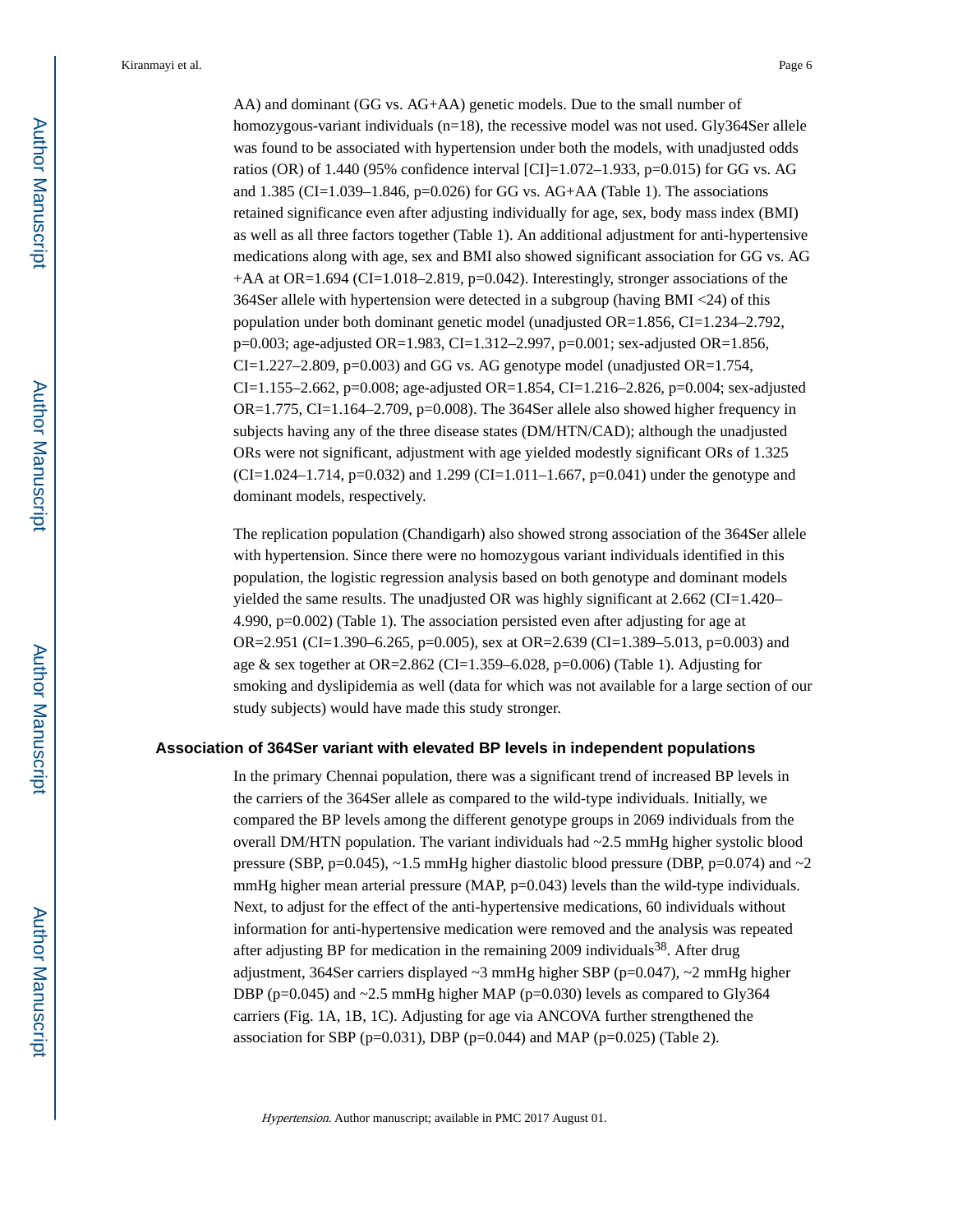AA) and dominant (GG vs. AG+AA) genetic models. Due to the small number of homozygous-variant individuals (n=18), the recessive model was not used. Gly364Ser allele was found to be associated with hypertension under both the models, with unadjusted odds ratios (OR) of 1.440 (95% confidence interval [CI]=1.072–1.933, p=0.015) for GG vs. AG and 1.385 (CI=1.039–1.846, p=0.026) for GG vs. AG+AA (Table 1). The associations retained significance even after adjusting individually for age, sex, body mass index (BMI) as well as all three factors together (Table 1). An additional adjustment for anti-hypertensive medications along with age, sex and BMI also showed significant association for GG vs. AG +AA at OR=1.694 (CI=1.018–2.819, p=0.042). Interestingly, stronger associations of the 364Ser allele with hypertension were detected in a subgroup (having BMI <24) of this population under both dominant genetic model (unadjusted OR=1.856, CI=1.234–2.792, p=0.003; age-adjusted OR=1.983, CI=1.312–2.997, p=0.001; sex-adjusted OR=1.856, CI=1.227–2.809, p=0.003) and GG vs. AG genotype model (unadjusted OR=1.754, CI=1.155–2.662, p=0.008; age-adjusted OR=1.854, CI=1.216–2.826, p=0.004; sex-adjusted OR=1.775, CI=1.164–2.709, p=0.008). The 364Ser allele also showed higher frequency in subjects having any of the three disease states (DM/HTN/CAD); although the unadjusted ORs were not significant, adjustment with age yielded modestly significant ORs of 1.325 (CI=1.024–1.714, p=0.032) and 1.299 (CI=1.011–1.667, p=0.041) under the genotype and dominant models, respectively.

The replication population (Chandigarh) also showed strong association of the 364Ser allele with hypertension. Since there were no homozygous variant individuals identified in this population, the logistic regression analysis based on both genotype and dominant models yielded the same results. The unadjusted OR was highly significant at 2.662 (CI=1.420–4.990, p=0.002) (Table 1). The association persisted even after adjusting for age at OR=2.951 (CI=1.390–6.265, p=0.005), sex at OR=2.639 (CI=1.389–5.013, p=0.003) and age & sex together at OR=2.862 (CI=1.359–6.028, p=0.006) (Table 1). Adjusting for smoking and dyslipidemia as well (data for which was not available for a large section of our study subjects) would have made this study stronger.

## Association of 364Ser variant with elevated BP levels in independent populations

In the primary Chennai population, there was a significant trend of increased BP levels in the carriers of the 364Ser allele as compared to the wild-type individuals. Initially, we compared the BP levels among the different genotype groups in 2069 individuals from the overall DM/HTN population. The variant individuals had ~2.5 mmHg higher systolic blood pressure (SBP, p=0.045), ~1.5 mmHg higher diastolic blood pressure (DBP, p=0.074) and ~2 mmHg higher mean arterial pressure (MAP, p=0.043) levels than the wild-type individuals. Next, to adjust for the effect of the anti-hypertensive medications, 60 individuals without information for anti-hypertensive medication were removed and the analysis was repeated after adjusting BP for medication in the remaining 2009 individuals[38]. After drug adjustment, 364Ser carriers displayed ~3 mmHg higher SBP (p=0.047), ~2 mmHg higher DBP (p=0.045) and ~2.5 mmHg higher MAP (p=0.030) levels as compared to Gly364 carriers (Fig. 1A, 1B, 1C). Adjusting for age via ANCOVA further strengthened the association for SBP (p=0.031), DBP (p=0.044) and MAP (p=0.025) (Table 2).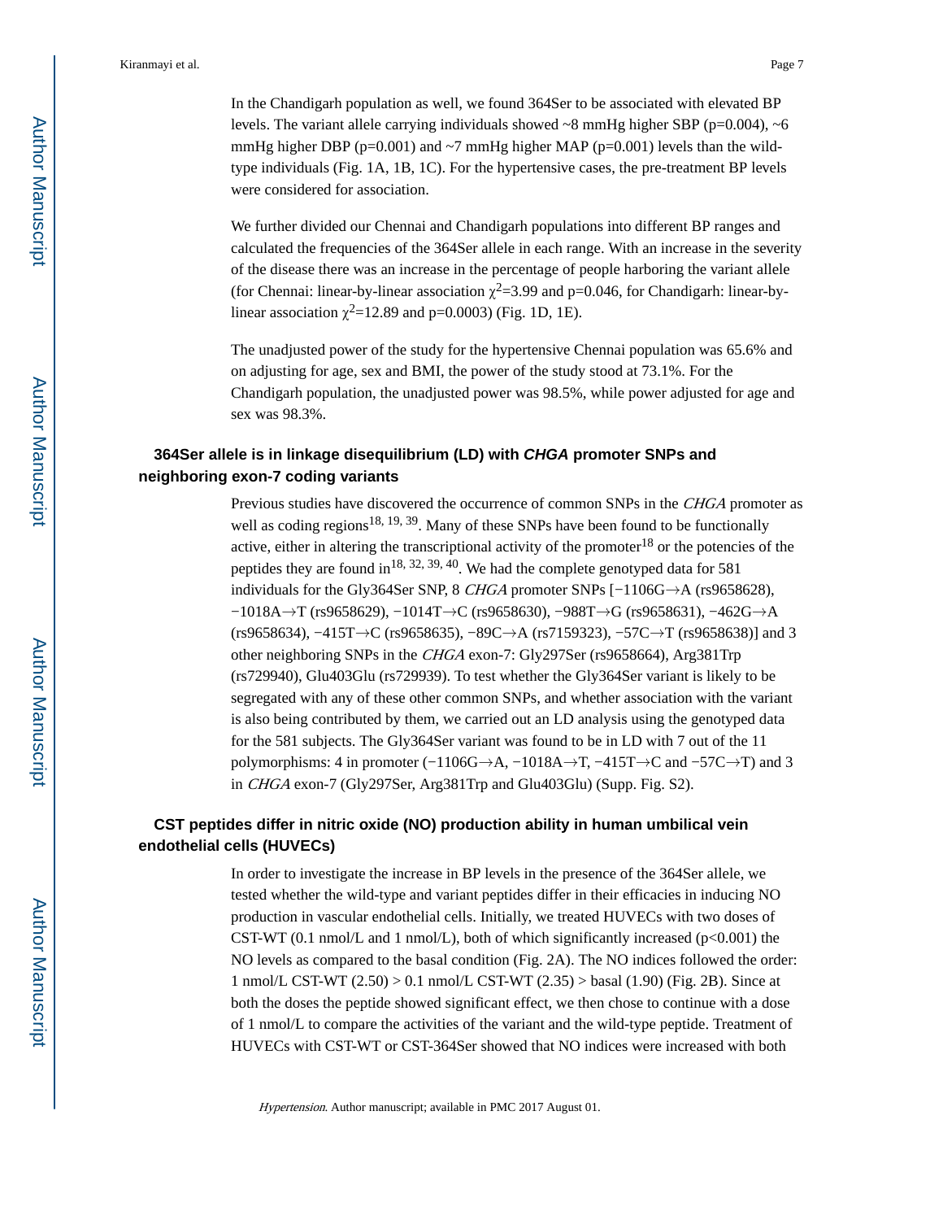In the Chandigarh population as well, we found 364Ser to be associated with elevated BP levels. The variant allele carrying individuals showed ~8 mmHg higher SBP (p=0.004), ~6 mmHg higher DBP (p=0.001) and ~7 mmHg higher MAP (p=0.001) levels than the wild-type individuals (Fig. 1A, 1B, 1C). For the hypertensive cases, the pre-treatment BP levels were considered for association.

We further divided our Chennai and Chandigarh populations into different BP ranges and calculated the frequencies of the 364Ser allele in each range. With an increase in the severity of the disease there was an increase in the percentage of people harboring the variant allele (for Chennai: linear-by-linear association $\chi^2$=3.99 and p=0.046, for Chandigarh: linear-by-linear association $\chi^2$=12.89 and p=0.0003) (Fig. 1D, 1E).

The unadjusted power of the study for the hypertensive Chennai population was 65.6% and on adjusting for age, sex and BMI, the power of the study stood at 73.1%. For the Chandigarh population, the unadjusted power was 98.5%, while power adjusted for age and sex was 98.3%.

## 364Ser allele is in linkage disequilibrium (LD) with *CHGA* promoter SNPs and neighboring exon-7 coding variants

Previous studies have discovered the occurrence of common SNPs in the *CHGA* promoter as well as coding regions[18, 19, 39]. Many of these SNPs have been found to be functionally active, either in altering the transcriptional activity of the promoter[18] or the potencies of the peptides they are found in[18, 32, 39, 40]. We had the complete genotyped data for 581 individuals for the Gly364Ser SNP, 8 *CHGA* promoter SNPs [−1106G→A (rs9658628), −1018A→T (rs9658629), −1014T→C (rs9658630), −988T→G (rs9658631), −462G→A (rs9658634), −415T→C (rs9658635), −89C→A (rs7159323), −57C→T (rs9658638)] and 3 other neighboring SNPs in the *CHGA* exon-7: Gly297Ser (rs9658664), Arg381Trp (rs729940), Glu403Glu (rs729939). To test whether the Gly364Ser variant is likely to be segregated with any of these other common SNPs, and whether association with the variant is also being contributed by them, we carried out an LD analysis using the genotyped data for the 581 subjects. The Gly364Ser variant was found to be in LD with 7 out of the 11 polymorphisms: 4 in promoter (−1106G→A, −1018A→T, −415T→C and −57C→T) and 3 in *CHGA* exon-7 (Gly297Ser, Arg381Trp and Glu403Glu) (Supp. Fig. S2).

## CST peptides differ in nitric oxide (NO) production ability in human umbilical vein endothelial cells (HUVECs)

In order to investigate the increase in BP levels in the presence of the 364Ser allele, we tested whether the wild-type and variant peptides differ in their efficacies in inducing NO production in vascular endothelial cells. Initially, we treated HUVECs with two doses of CST-WT (0.1 nmol/L and 1 nmol/L), both of which significantly increased (p<0.001) the NO levels as compared to the basal condition (Fig. 2A). The NO indices followed the order: 1 nmol/L CST-WT (2.50) > 0.1 nmol/L CST-WT (2.35) > basal (1.90) (Fig. 2B). Since at both the doses the peptide showed significant effect, we then chose to continue with a dose of 1 nmol/L to compare the activities of the variant and the wild-type peptide. Treatment of HUVECs with CST-WT or CST-364Ser showed that NO indices were increased with both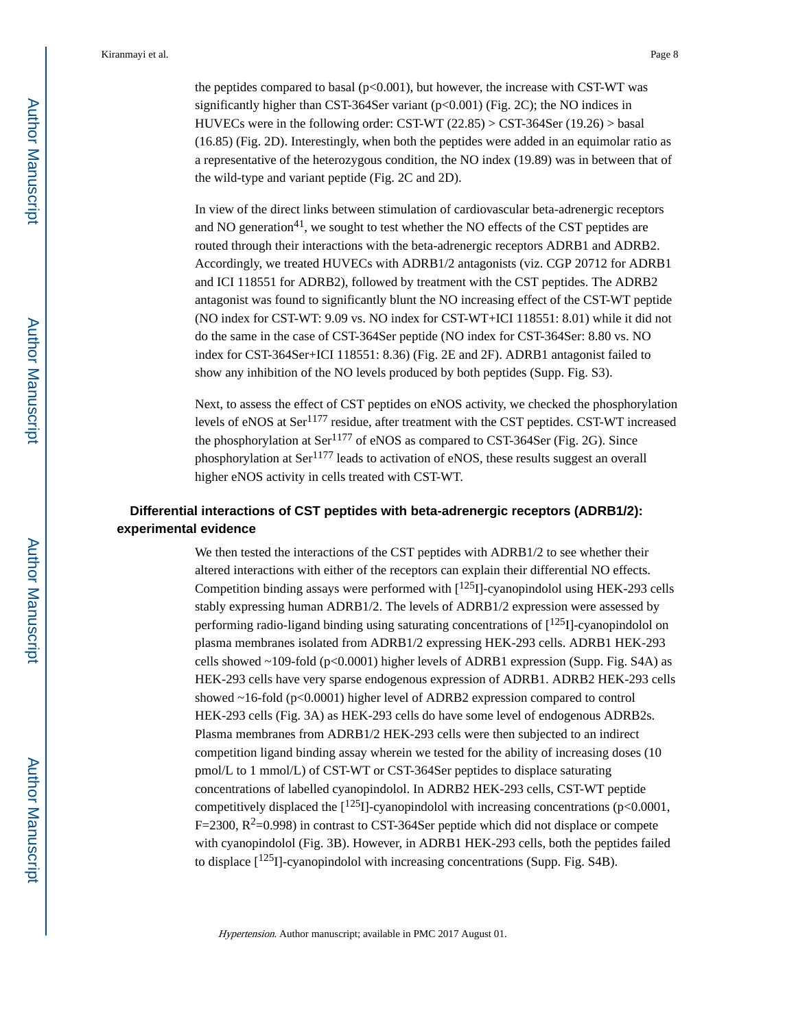the peptides compared to basal ($p<0.001$), but however, the increase with CST-WT was significantly higher than CST-364Ser variant ($p<0.001$) (Fig. 2C); the NO indices in HUVECs were in the following order: CST-WT (22.85) > CST-364Ser (19.26) > basal (16.85) (Fig. 2D). Interestingly, when both the peptides were added in an equimolar ratio as a representative of the heterozygous condition, the NO index (19.89) was in between that of the wild-type and variant peptide (Fig. 2C and 2D).

In view of the direct links between stimulation of cardiovascular beta-adrenergic receptors and NO generation[41], we sought to test whether the NO effects of the CST peptides are routed through their interactions with the beta-adrenergic receptors ADRB1 and ADRB2. Accordingly, we treated HUVECs with ADRB1/2 antagonists (viz. CGP 20712 for ADRB1 and ICI 118551 for ADRB2), followed by treatment with the CST peptides. The ADRB2 antagonist was found to significantly blunt the NO increasing effect of the CST-WT peptide (NO index for CST-WT: 9.09 vs. NO index for CST-WT+ICI 118551: 8.01) while it did not do the same in the case of CST-364Ser peptide (NO index for CST-364Ser: 8.80 vs. NO index for CST-364Ser+ICI 118551: 8.36) (Fig. 2E and 2F). ADRB1 antagonist failed to show any inhibition of the NO levels produced by both peptides (Supp. Fig. S3).

Next, to assess the effect of CST peptides on eNOS activity, we checked the phosphorylation levels of eNOS at $Ser^{1177}$ residue, after treatment with the CST peptides. CST-WT increased the phosphorylation at $Ser^{1177}$ of eNOS as compared to CST-364Ser (Fig. 2G). Since phosphorylation at $Ser^{1177}$ leads to activation of eNOS, these results suggest an overall higher eNOS activity in cells treated with CST-WT.

## Differential interactions of CST peptides with beta-adrenergic receptors (ADRB1/2): experimental evidence

We then tested the interactions of the CST peptides with ADRB1/2 to see whether their altered interactions with either of the receptors can explain their differential NO effects. Competition binding assays were performed with [$^{125}$I]-cyanopindolol using HEK-293 cells stably expressing human ADRB1/2. The levels of ADRB1/2 expression were assessed by performing radio-ligand binding using saturating concentrations of [$^{125}$I]-cyanopindolol on plasma membranes isolated from ADRB1/2 expressing HEK-293 cells. ADRB1 HEK-293 cells showed ~109-fold ($p<0.0001$) higher levels of ADRB1 expression (Supp. Fig. S4A) as HEK-293 cells have very sparse endogenous expression of ADRB1. ADRB2 HEK-293 cells showed ~16-fold ($p<0.0001$) higher level of ADRB2 expression compared to control HEK-293 cells (Fig. 3A) as HEK-293 cells do have some level of endogenous ADRB2s. Plasma membranes from ADRB1/2 HEK-293 cells were then subjected to an indirect competition ligand binding assay wherein we tested for the ability of increasing doses (10 pmol/L to 1 mmol/L) of CST-WT or CST-364Ser peptides to displace saturating concentrations of labelled cyanopindolol. In ADRB2 HEK-293 cells, CST-WT peptide competitively displaced the [$^{125}$I]-cyanopindolol with increasing concentrations ($p<0.0001$, $F=2300$, $R^2=0.998$) in contrast to CST-364Ser peptide which did not displace or compete with cyanopindolol (Fig. 3B). However, in ADRB1 HEK-293 cells, both the peptides failed to displace [$^{125}$I]-cyanopindolol with increasing concentrations (Supp. Fig. S4B).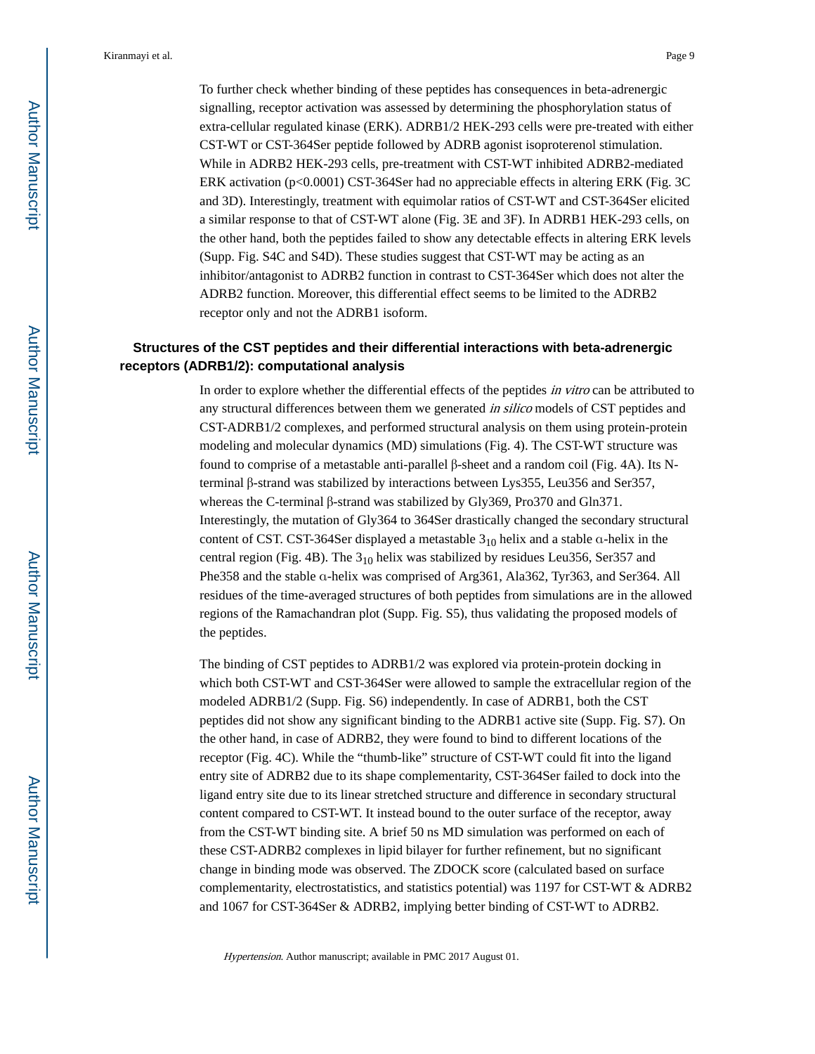To further check whether binding of these peptides has consequences in beta-adrenergic signalling, receptor activation was assessed by determining the phosphorylation status of extra-cellular regulated kinase (ERK). ADRB1/2 HEK-293 cells were pre-treated with either CST-WT or CST-364Ser peptide followed by ADRB agonist isoproterenol stimulation. While in ADRB2 HEK-293 cells, pre-treatment with CST-WT inhibited ADRB2-mediated ERK activation ($p<0.0001$) CST-364Ser had no appreciable effects in altering ERK (Fig. 3C and 3D). Interestingly, treatment with equimolar ratios of CST-WT and CST-364Ser elicited a similar response to that of CST-WT alone (Fig. 3E and 3F). In ADRB1 HEK-293 cells, on the other hand, both the peptides failed to show any detectable effects in altering ERK levels (Supp. Fig. S4C and S4D). These studies suggest that CST-WT may be acting as an inhibitor/antagonist to ADRB2 function in contrast to CST-364Ser which does not alter the ADRB2 function. Moreover, this differential effect seems to be limited to the ADRB2 receptor only and not the ADRB1 isoform.

### Structures of the CST peptides and their differential interactions with beta-adrenergic receptors (ADRB1/2): computational analysis

In order to explore whether the differential effects of the peptides *in vitro* can be attributed to any structural differences between them we generated *in silico* models of CST peptides and CST-ADRB1/2 complexes, and performed structural analysis on them using protein-protein modeling and molecular dynamics (MD) simulations (Fig. 4). The CST-WT structure was found to comprise of a metastable anti-parallel β-sheet and a random coil (Fig. 4A). Its N-terminal β-strand was stabilized by interactions between Lys355, Leu356 and Ser357, whereas the C-terminal β-strand was stabilized by Gly369, Pro370 and Gln371. Interestingly, the mutation of Gly364 to 364Ser drastically changed the secondary structural content of CST. CST-364Ser displayed a metastable $3_{10}$ helix and a stable α-helix in the central region (Fig. 4B). The $3_{10}$ helix was stabilized by residues Leu356, Ser357 and Phe358 and the stable α-helix was comprised of Arg361, Ala362, Tyr363, and Ser364. All residues of the time-averaged structures of both peptides from simulations are in the allowed regions of the Ramachandran plot (Supp. Fig. S5), thus validating the proposed models of the peptides.

The binding of CST peptides to ADRB1/2 was explored via protein-protein docking in which both CST-WT and CST-364Ser were allowed to sample the extracellular region of the modeled ADRB1/2 (Supp. Fig. S6) independently. In case of ADRB1, both the CST peptides did not show any significant binding to the ADRB1 active site (Supp. Fig. S7). On the other hand, in case of ADRB2, they were found to bind to different locations of the receptor (Fig. 4C). While the "thumb-like" structure of CST-WT could fit into the ligand entry site of ADRB2 due to its shape complementarity, CST-364Ser failed to dock into the ligand entry site due to its linear stretched structure and difference in secondary structural content compared to CST-WT. It instead bound to the outer surface of the receptor, away from the CST-WT binding site. A brief 50 ns MD simulation was performed on each of these CST-ADRB2 complexes in lipid bilayer for further refinement, but no significant change in binding mode was observed. The ZDOCK score (calculated based on surface complementarity, electrostatistics, and statistics potential) was 1197 for CST-WT & ADRB2 and 1067 for CST-364Ser & ADRB2, implying better binding of CST-WT to ADRB2.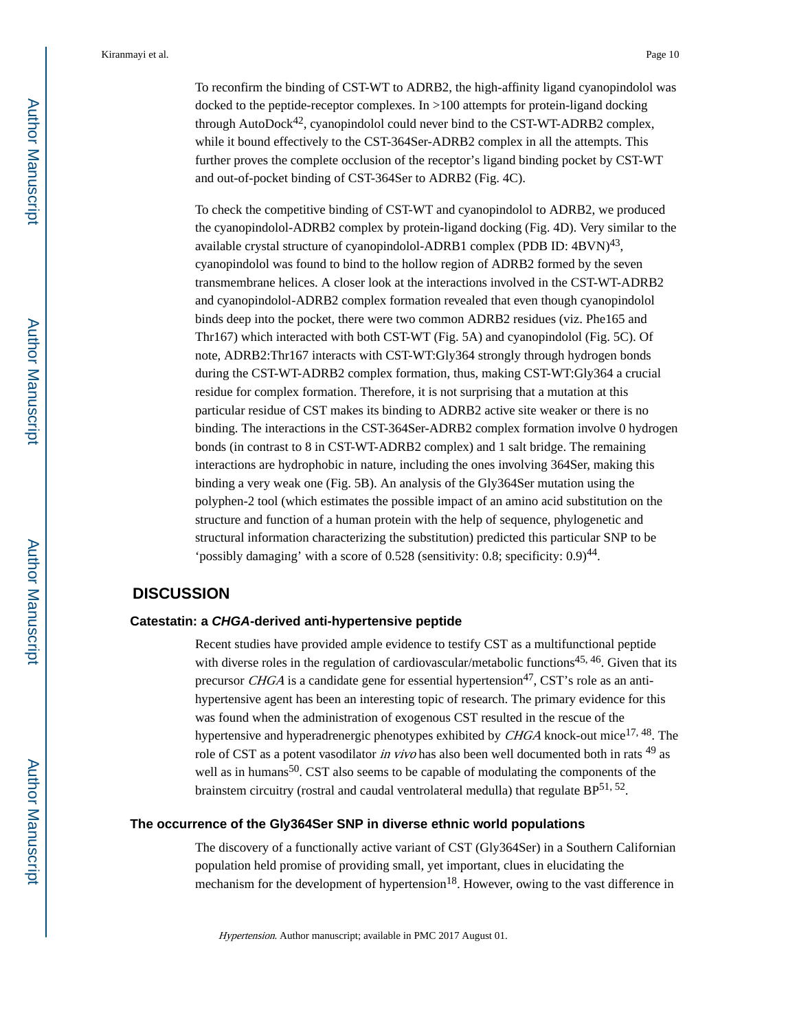To reconfirm the binding of CST-WT to ADRB2, the high-affinity ligand cyanopindolol was docked to the peptide-receptor complexes. In >100 attempts for protein-ligand docking through AutoDock[42], cyanopindolol could never bind to the CST-WT-ADRB2 complex, while it bound effectively to the CST-364Ser-ADRB2 complex in all the attempts. This further proves the complete occlusion of the receptor's ligand binding pocket by CST-WT and out-of-pocket binding of CST-364Ser to ADRB2 (Fig. 4C).

To check the competitive binding of CST-WT and cyanopindolol to ADRB2, we produced the cyanopindolol-ADRB2 complex by protein-ligand docking (Fig. 4D). Very similar to the available crystal structure of cyanopindolol-ADRB1 complex (PDB ID: 4BVN)[43], cyanopindolol was found to bind to the hollow region of ADRB2 formed by the seven transmembrane helices. A closer look at the interactions involved in the CST-WT-ADRB2 and cyanopindolol-ADRB2 complex formation revealed that even though cyanopindolol binds deep into the pocket, there were two common ADRB2 residues (viz. Phe165 and Thr167) which interacted with both CST-WT (Fig. 5A) and cyanopindolol (Fig. 5C). Of note, ADRB2:Thr167 interacts with CST-WT:Gly364 strongly through hydrogen bonds during the CST-WT-ADRB2 complex formation, thus, making CST-WT:Gly364 a crucial residue for complex formation. Therefore, it is not surprising that a mutation at this particular residue of CST makes its binding to ADRB2 active site weaker or there is no binding. The interactions in the CST-364Ser-ADRB2 complex formation involve 0 hydrogen bonds (in contrast to 8 in CST-WT-ADRB2 complex) and 1 salt bridge. The remaining interactions are hydrophobic in nature, including the ones involving 364Ser, making this binding a very weak one (Fig. 5B). An analysis of the Gly364Ser mutation using the polyphen-2 tool (which estimates the possible impact of an amino acid substitution on the structure and function of a human protein with the help of sequence, phylogenetic and structural information characterizing the substitution) predicted this particular SNP to be 'possibly damaging' with a score of 0.528 (sensitivity: 0.8; specificity: 0.9)[44].

## DISCUSSION

### Catestatin: a *CHGA*-derived anti-hypertensive peptide

Recent studies have provided ample evidence to testify CST as a multifunctional peptide with diverse roles in the regulation of cardiovascular/metabolic functions[45, 46]. Given that its precursor *CHGA* is a candidate gene for essential hypertension[47], CST's role as an anti-hypertensive agent has been an interesting topic of research. The primary evidence for this was found when the administration of exogenous CST resulted in the rescue of the hypertensive and hyperadrenergic phenotypes exhibited by *CHGA* knock-out mice[17, 48]. The role of CST as a potent vasodilator *in vivo* has also been well documented both in rats [49] as well as in humans[50]. CST also seems to be capable of modulating the components of the brainstem circuitry (rostral and caudal ventrolateral medulla) that regulate BP[51, 52].

### The occurrence of the Gly364Ser SNP in diverse ethnic world populations

The discovery of a functionally active variant of CST (Gly364Ser) in a Southern Californian population held promise of providing small, yet important, clues in elucidating the mechanism for the development of hypertension[18]. However, owing to the vast difference in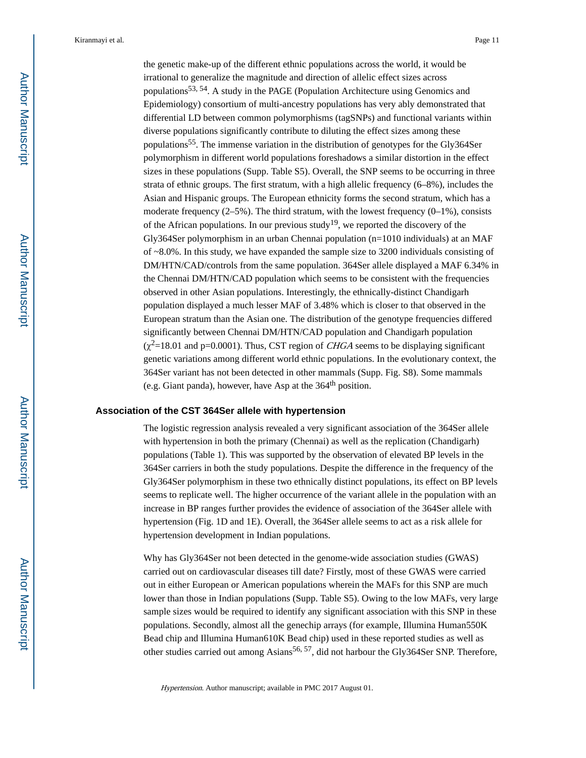the genetic make-up of the different ethnic populations across the world, it would be irrational to generalize the magnitude and direction of allelic effect sizes across populations[53, 54]. A study in the PAGE (Population Architecture using Genomics and Epidemiology) consortium of multi-ancestry populations has very ably demonstrated that differential LD between common polymorphisms (tagSNPs) and functional variants within diverse populations significantly contribute to diluting the effect sizes among these populations[55]. The immense variation in the distribution of genotypes for the Gly364Ser polymorphism in different world populations foreshadows a similar distortion in the effect sizes in these populations (Supp. Table S5). Overall, the SNP seems to be occurring in three strata of ethnic groups. The first stratum, with a high allelic frequency (6–8%), includes the Asian and Hispanic groups. The European ethnicity forms the second stratum, which has a moderate frequency (2–5%). The third stratum, with the lowest frequency (0–1%), consists of the African populations. In our previous study[19], we reported the discovery of the Gly364Ser polymorphism in an urban Chennai population (n=1010 individuals) at an MAF of ~8.0%. In this study, we have expanded the sample size to 3200 individuals consisting of DM/HTN/CAD/controls from the same population. 364Ser allele displayed a MAF 6.34% in the Chennai DM/HTN/CAD population which seems to be consistent with the frequencies observed in other Asian populations. Interestingly, the ethnically-distinct Chandigarh population displayed a much lesser MAF of 3.48% which is closer to that observed in the European stratum than the Asian one. The distribution of the genotype frequencies differed significantly between Chennai DM/HTN/CAD population and Chandigarh population ($\chi^2$=18.01 and p=0.0001). Thus, CST region of *CHGA* seems to be displaying significant genetic variations among different world ethnic populations. In the evolutionary context, the 364Ser variant has not been detected in other mammals (Supp. Fig. S8). Some mammals (e.g. Giant panda), however, have Asp at the 364$^{th}$ position.

### Association of the CST 364Ser allele with hypertension

The logistic regression analysis revealed a very significant association of the 364Ser allele with hypertension in both the primary (Chennai) as well as the replication (Chandigarh) populations (Table 1). This was supported by the observation of elevated BP levels in the 364Ser carriers in both the study populations. Despite the difference in the frequency of the Gly364Ser polymorphism in these two ethnically distinct populations, its effect on BP levels seems to replicate well. The higher occurrence of the variant allele in the population with an increase in BP ranges further provides the evidence of association of the 364Ser allele with hypertension (Fig. 1D and 1E). Overall, the 364Ser allele seems to act as a risk allele for hypertension development in Indian populations.

Why has Gly364Ser not been detected in the genome-wide association studies (GWAS) carried out on cardiovascular diseases till date? Firstly, most of these GWAS were carried out in either European or American populations wherein the MAFs for this SNP are much lower than those in Indian populations (Supp. Table S5). Owing to the low MAFs, very large sample sizes would be required to identify any significant association with this SNP in these populations. Secondly, almost all the genechip arrays (for example, Illumina Human550K Bead chip and Illumina Human610K Bead chip) used in these reported studies as well as other studies carried out among Asians[56, 57], did not harbour the Gly364Ser SNP. Therefore,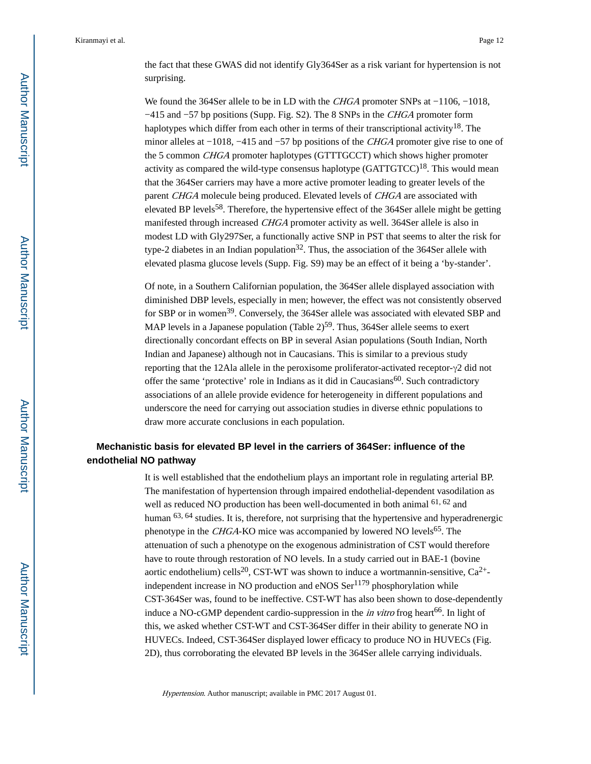the fact that these GWAS did not identify Gly364Ser as a risk variant for hypertension is not surprising.

We found the 364Ser allele to be in LD with the *CHGA* promoter SNPs at −1106, −1018, −415 and −57 bp positions (Supp. Fig. S2). The 8 SNPs in the *CHGA* promoter form haplotypes which differ from each other in terms of their transcriptional activity[18]. The minor alleles at −1018, −415 and −57 bp positions of the *CHGA* promoter give rise to one of the 5 common *CHGA* promoter haplotypes (GTTTGCCT) which shows higher promoter activity as compared the wild-type consensus haplotype (GATTGTCC)[18]. This would mean that the 364Ser carriers may have a more active promoter leading to greater levels of the parent *CHGA* molecule being produced. Elevated levels of *CHGA* are associated with elevated BP levels[58]. Therefore, the hypertensive effect of the 364Ser allele might be getting manifested through increased *CHGA* promoter activity as well. 364Ser allele is also in modest LD with Gly297Ser, a functionally active SNP in PST that seems to alter the risk for type-2 diabetes in an Indian population[32]. Thus, the association of the 364Ser allele with elevated plasma glucose levels (Supp. Fig. S9) may be an effect of it being a 'by-stander'.

Of note, in a Southern Californian population, the 364Ser allele displayed association with diminished DBP levels, especially in men; however, the effect was not consistently observed for SBP or in women[39]. Conversely, the 364Ser allele was associated with elevated SBP and MAP levels in a Japanese population (Table 2)[59]. Thus, 364Ser allele seems to exert directionally concordant effects on BP in several Asian populations (South Indian, North Indian and Japanese) although not in Caucasians. This is similar to a previous study reporting that the 12Ala allele in the peroxisome proliferator-activated receptor-γ2 did not offer the same 'protective' role in Indians as it did in Caucasians[60]. Such contradictory associations of an allele provide evidence for heterogeneity in different populations and underscore the need for carrying out association studies in diverse ethnic populations to draw more accurate conclusions in each population.

## Mechanistic basis for elevated BP level in the carriers of 364Ser: influence of the endothelial NO pathway

It is well established that the endothelium plays an important role in regulating arterial BP. The manifestation of hypertension through impaired endothelial-dependent vasodilation as well as reduced NO production has been well-documented in both animal [61, 62] and human [63, 64] studies. It is, therefore, not surprising that the hypertensive and hyperadrenergic phenotype in the *CHGA*-KO mice was accompanied by lowered NO levels[65]. The attenuation of such a phenotype on the exogenous administration of CST would therefore have to route through restoration of NO levels. In a study carried out in BAE-1 (bovine aortic endothelium) cells[20], CST-WT was shown to induce a wortmannin-sensitive, $Ca^{2+}$-independent increase in NO production and eNOS $Ser^{1179}$ phosphorylation while CST-364Ser was, found to be ineffective. CST-WT has also been shown to dose-dependently induce a NO-cGMP dependent cardio-suppression in the *in vitro* frog heart[66]. In light of this, we asked whether CST-WT and CST-364Ser differ in their ability to generate NO in HUVECs. Indeed, CST-364Ser displayed lower efficacy to produce NO in HUVECs (Fig. 2D), thus corroborating the elevated BP levels in the 364Ser allele carrying individuals.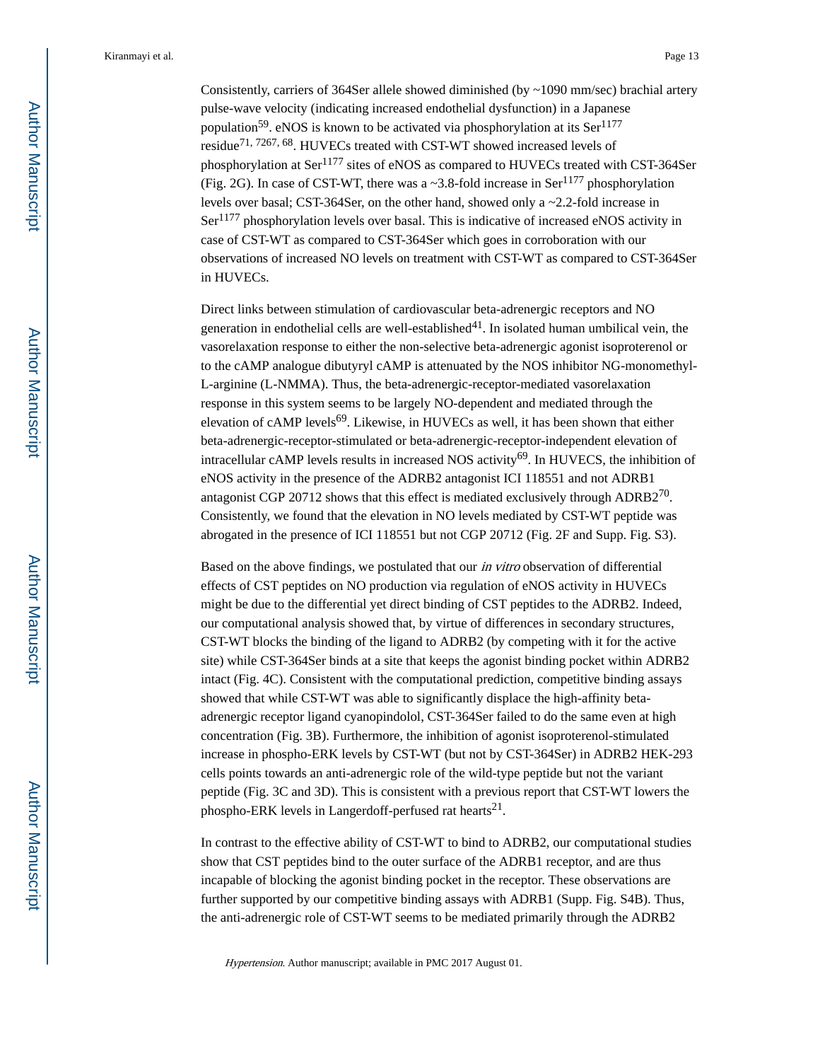Consistently, carriers of 364Ser allele showed diminished (by ~1090 mm/sec) brachial artery pulse-wave velocity (indicating increased endothelial dysfunction) in a Japanese population[59]. eNOS is known to be activated via phosphorylation at its Ser[1177] residue[71, 7267, 68]. HUVECs treated with CST-WT showed increased levels of phosphorylation at Ser[1177] sites of eNOS as compared to HUVECs treated with CST-364Ser (Fig. 2G). In case of CST-WT, there was a ~3.8-fold increase in Ser[1177] phosphorylation levels over basal; CST-364Ser, on the other hand, showed only a ~2.2-fold increase in Ser[1177] phosphorylation levels over basal. This is indicative of increased eNOS activity in case of CST-WT as compared to CST-364Ser which goes in corroboration with our observations of increased NO levels on treatment with CST-WT as compared to CST-364Ser in HUVECs.

Direct links between stimulation of cardiovascular beta-adrenergic receptors and NO generation in endothelial cells are well-established[41]. In isolated human umbilical vein, the vasorelaxation response to either the non-selective beta-adrenergic agonist isoproterenol or to the cAMP analogue dibutyryl cAMP is attenuated by the NOS inhibitor NG-monomethyl-L-arginine (L-NMMA). Thus, the beta-adrenergic-receptor-mediated vasorelaxation response in this system seems to be largely NO-dependent and mediated through the elevation of cAMP levels[69]. Likewise, in HUVECs as well, it has been shown that either beta-adrenergic-receptor-stimulated or beta-adrenergic-receptor-independent elevation of intracellular cAMP levels results in increased NOS activity[69]. In HUVECS, the inhibition of eNOS activity in the presence of the ADRB2 antagonist ICI 118551 and not ADRB1 antagonist CGP 20712 shows that this effect is mediated exclusively through ADRB2[70]. Consistently, we found that the elevation in NO levels mediated by CST-WT peptide was abrogated in the presence of ICI 118551 but not CGP 20712 (Fig. 2F and Supp. Fig. S3).

Based on the above findings, we postulated that our *in vitro* observation of differential effects of CST peptides on NO production via regulation of eNOS activity in HUVECs might be due to the differential yet direct binding of CST peptides to the ADRB2. Indeed, our computational analysis showed that, by virtue of differences in secondary structures, CST-WT blocks the binding of the ligand to ADRB2 (by competing with it for the active site) while CST-364Ser binds at a site that keeps the agonist binding pocket within ADRB2 intact (Fig. 4C). Consistent with the computational prediction, competitive binding assays showed that while CST-WT was able to significantly displace the high-affinity beta-adrenergic receptor ligand cyanopindolol, CST-364Ser failed to do the same even at high concentration (Fig. 3B). Furthermore, the inhibition of agonist isoproterenol-stimulated increase in phospho-ERK levels by CST-WT (but not by CST-364Ser) in ADRB2 HEK-293 cells points towards an anti-adrenergic role of the wild-type peptide but not the variant peptide (Fig. 3C and 3D). This is consistent with a previous report that CST-WT lowers the phospho-ERK levels in Langerdoff-perfused rat hearts[21].

In contrast to the effective ability of CST-WT to bind to ADRB2, our computational studies show that CST peptides bind to the outer surface of the ADRB1 receptor, and are thus incapable of blocking the agonist binding pocket in the receptor. These observations are further supported by our competitive binding assays with ADRB1 (Supp. Fig. S4B). Thus, the anti-adrenergic role of CST-WT seems to be mediated primarily through the ADRB2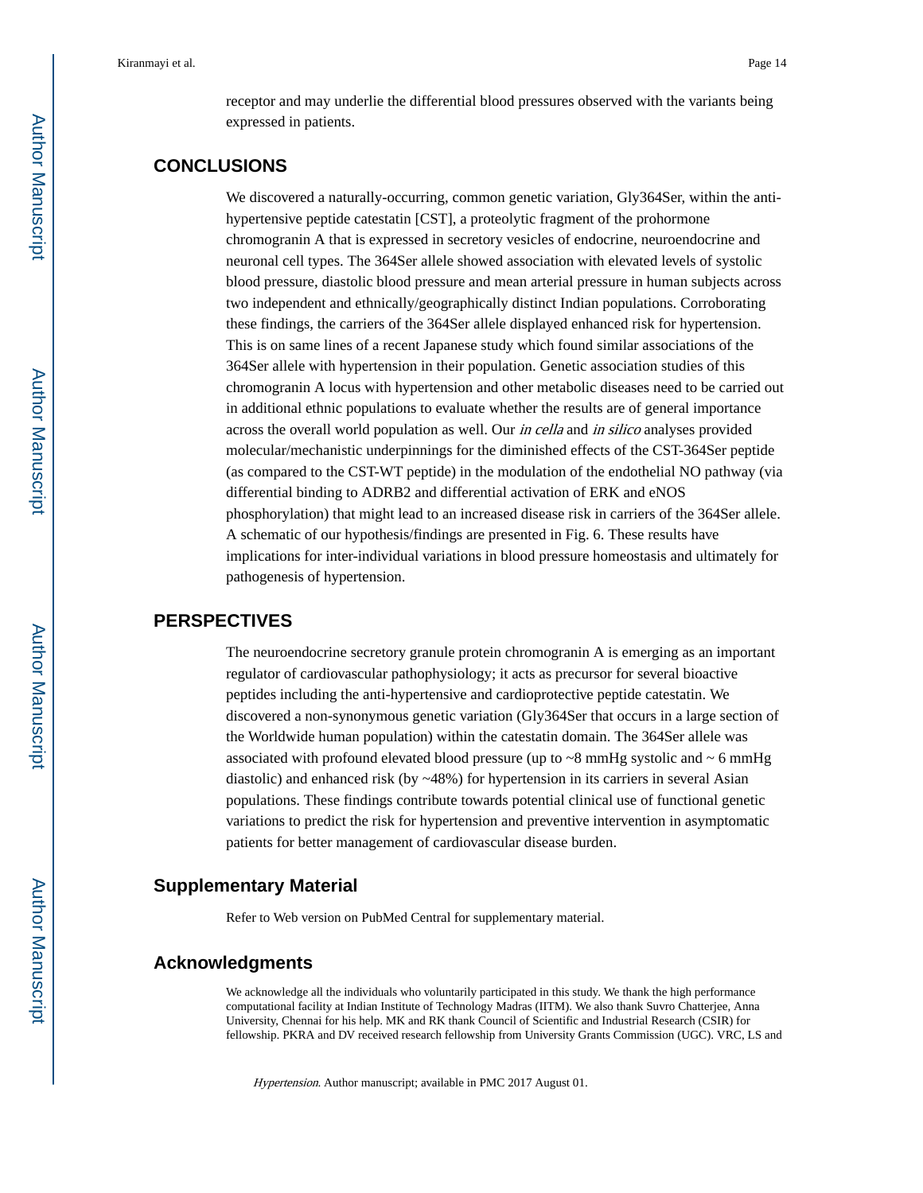receptor and may underlie the differential blood pressures observed with the variants being expressed in patients.

## CONCLUSIONS

We discovered a naturally-occurring, common genetic variation, Gly364Ser, within the anti-hypertensive peptide catestatin [CST], a proteolytic fragment of the prohormone chromogranin A that is expressed in secretory vesicles of endocrine, neuroendocrine and neuronal cell types. The 364Ser allele showed association with elevated levels of systolic blood pressure, diastolic blood pressure and mean arterial pressure in human subjects across two independent and ethnically/geographically distinct Indian populations. Corroborating these findings, the carriers of the 364Ser allele displayed enhanced risk for hypertension. This is on same lines of a recent Japanese study which found similar associations of the 364Ser allele with hypertension in their population. Genetic association studies of this chromogranin A locus with hypertension and other metabolic diseases need to be carried out in additional ethnic populations to evaluate whether the results are of general importance across the overall world population as well. Our *in cella* and *in silico* analyses provided molecular/mechanistic underpinnings for the diminished effects of the CST-364Ser peptide (as compared to the CST-WT peptide) in the modulation of the endothelial NO pathway (via differential binding to ADRB2 and differential activation of ERK and eNOS phosphorylation) that might lead to an increased disease risk in carriers of the 364Ser allele. A schematic of our hypothesis/findings are presented in Fig. 6. These results have implications for inter-individual variations in blood pressure homeostasis and ultimately for pathogenesis of hypertension.

## PERSPECTIVES

The neuroendocrine secretory granule protein chromogranin A is emerging as an important regulator of cardiovascular pathophysiology; it acts as precursor for several bioactive peptides including the anti-hypertensive and cardioprotective peptide catestatin. We discovered a non-synonymous genetic variation (Gly364Ser that occurs in a large section of the Worldwide human population) within the catestatin domain. The 364Ser allele was associated with profound elevated blood pressure (up to ~8 mmHg systolic and ~ 6 mmHg diastolic) and enhanced risk (by ~48%) for hypertension in its carriers in several Asian populations. These findings contribute towards potential clinical use of functional genetic variations to predict the risk for hypertension and preventive intervention in asymptomatic patients for better management of cardiovascular disease burden.

## Supplementary Material

Refer to Web version on PubMed Central for supplementary material.

## Acknowledgments

We acknowledge all the individuals who voluntarily participated in this study. We thank the high performance computational facility at Indian Institute of Technology Madras (IITM). We also thank Suvro Chatterjee, Anna University, Chennai for his help. MK and RK thank Council of Scientific and Industrial Research (CSIR) for fellowship. PKRA and DV received research fellowship from University Grants Commission (UGC). VRC, LS and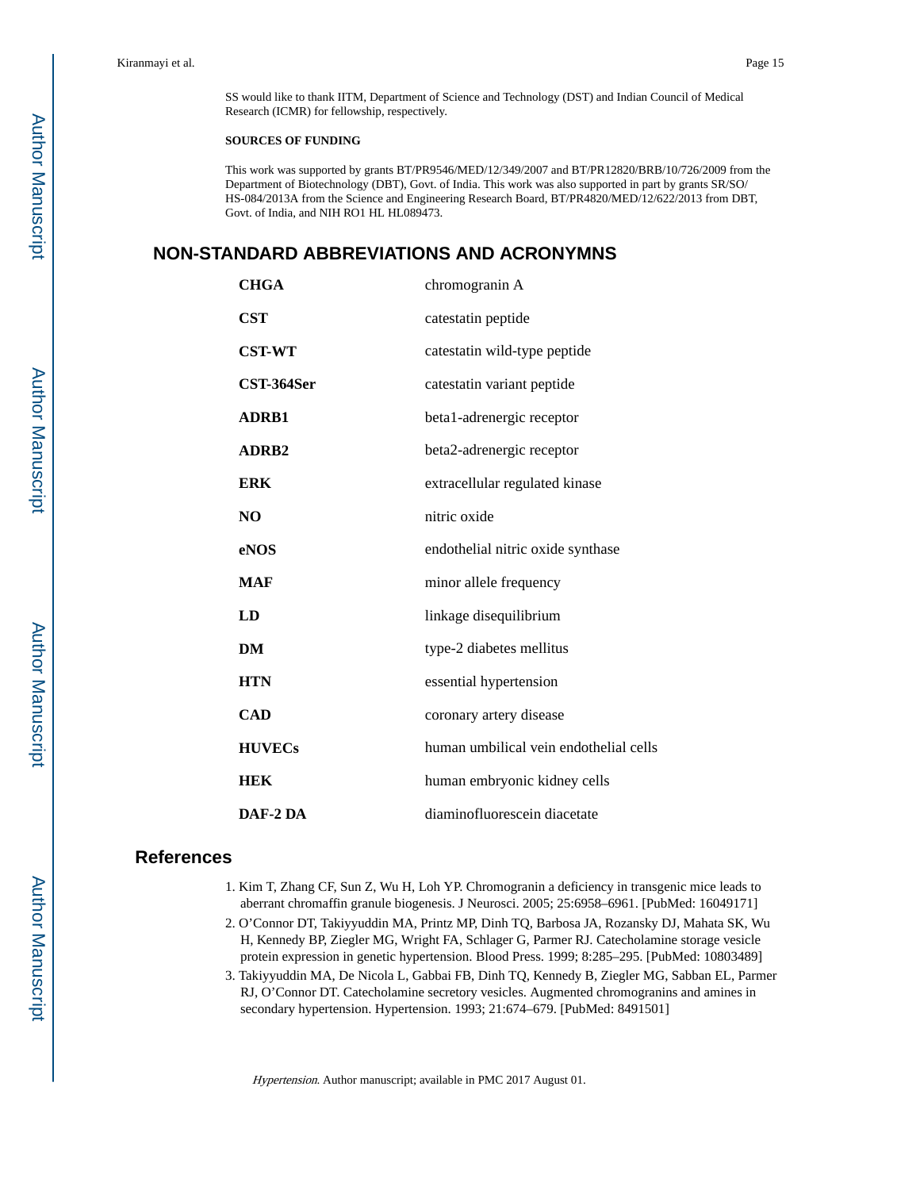SS would like to thank IITM, Department of Science and Technology (DST) and Indian Council of Medical Research (ICMR) for fellowship, respectively.

### SOURCES OF FUNDING

This work was supported by grants BT/PR9546/MED/12/349/2007 and BT/PR12820/BRB/10/726/2009 from the Department of Biotechnology (DBT), Govt. of India. This work was also supported in part by grants SR/SO/HS-084/2013A from the Science and Engineering Research Board, BT/PR4820/MED/12/622/2013 from DBT, Govt. of India, and NIH RO1 HL HL089473.

## NON-STANDARD ABBREVIATIONS AND ACRONYMNS

| | |
|---|---|
| **CHGA** | chromogranin A |
| **CST** | catestatin peptide |
| **CST-WT** | catestatin wild-type peptide |
| **CST-364Ser** | catestatin variant peptide |
| **ADRB1** | beta1-adrenergic receptor |
| **ADRB2** | beta2-adrenergic receptor |
| **ERK** | extracellular regulated kinase |
| **NO** | nitric oxide |
| **eNOS** | endothelial nitric oxide synthase |
| **MAF** | minor allele frequency |
| **LD** | linkage disequilibrium |
| **DM** | type-2 diabetes mellitus |
| **HTN** | essential hypertension |
| **CAD** | coronary artery disease |
| **HUVECs** | human umbilical vein endothelial cells |
| **HEK** | human embryonic kidney cells |
| **DAF-2 DA** | diaminofluorescein diacetate |

## References

1. Kim T, Zhang CF, Sun Z, Wu H, Loh YP. Chromogranin a deficiency in transgenic mice leads to aberrant chromaffin granule biogenesis. J Neurosci. 2005; 25:6958–6961. [PubMed: 16049171]
2. O'Connor DT, Takiyyuddin MA, Printz MP, Dinh TQ, Barbosa JA, Rozansky DJ, Mahata SK, Wu H, Kennedy BP, Ziegler MG, Wright FA, Schlager G, Parmer RJ. Catecholamine storage vesicle protein expression in genetic hypertension. Blood Press. 1999; 8:285–295. [PubMed: 10803489]
3. Takiyyuddin MA, De Nicola L, Gabbai FB, Dinh TQ, Kennedy B, Ziegler MG, Sabban EL, Parmer RJ, O'Connor DT. Catecholamine secretory vesicles. Augmented chromogranins and amines in secondary hypertension. Hypertension. 1993; 21:674–679. [PubMed: 8491501]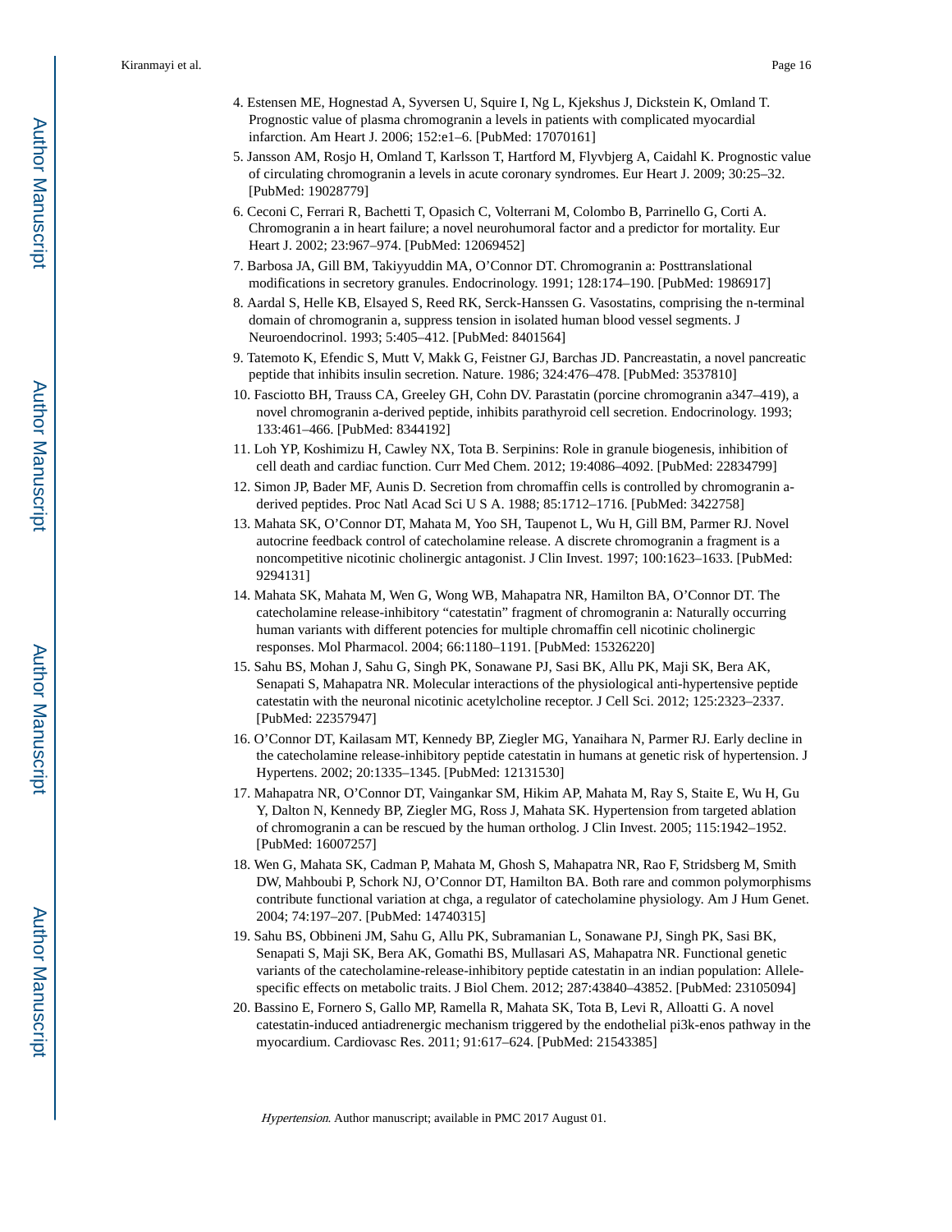4. Estensen ME, Hognestad A, Syversen U, Squire I, Ng L, Kjekshus J, Dickstein K, Omland T. Prognostic value of plasma chromogranin a levels in patients with complicated myocardial infarction. Am Heart J. 2006; 152:e1–6. [PubMed: 17070161]
5. Jansson AM, Rosjo H, Omland T, Karlsson T, Hartford M, Flyvbjerg A, Caidahl K. Prognostic value of circulating chromogranin a levels in acute coronary syndromes. Eur Heart J. 2009; 30:25–32. [PubMed: 19028779]
6. Ceconi C, Ferrari R, Bachetti T, Opasich C, Volterrani M, Colombo B, Parrinello G, Corti A. Chromogranin a in heart failure; a novel neurohumoral factor and a predictor for mortality. Eur Heart J. 2002; 23:967–974. [PubMed: 12069452]
7. Barbosa JA, Gill BM, Takiyyuddin MA, O'Connor DT. Chromogranin a: Posttranslational modifications in secretory granules. Endocrinology. 1991; 128:174–190. [PubMed: 1986917]
8. Aardal S, Helle KB, Elsayed S, Reed RK, Serck-Hanssen G. Vasostatins, comprising the n-terminal domain of chromogranin a, suppress tension in isolated human blood vessel segments. J Neuroendocrinol. 1993; 5:405–412. [PubMed: 8401564]
9. Tatemoto K, Efendic S, Mutt V, Makk G, Feistner GJ, Barchas JD. Pancreastatin, a novel pancreatic peptide that inhibits insulin secretion. Nature. 1986; 324:476–478. [PubMed: 3537810]
10. Fasciotto BH, Trauss CA, Greeley GH, Cohn DV. Parastatin (porcine chromogranin a347–419), a novel chromogranin a-derived peptide, inhibits parathyroid cell secretion. Endocrinology. 1993; 133:461–466. [PubMed: 8344192]
11. Loh YP, Koshimizu H, Cawley NX, Tota B. Serpinins: Role in granule biogenesis, inhibition of cell death and cardiac function. Curr Med Chem. 2012; 19:4086–4092. [PubMed: 22834799]
12. Simon JP, Bader MF, Aunis D. Secretion from chromaffin cells is controlled by chromogranin a-derived peptides. Proc Natl Acad Sci U S A. 1988; 85:1712–1716. [PubMed: 3422758]
13. Mahata SK, O'Connor DT, Mahata M, Yoo SH, Taupenot L, Wu H, Gill BM, Parmer RJ. Novel autocrine feedback control of catecholamine release. A discrete chromogranin a fragment is a noncompetitive nicotinic cholinergic antagonist. J Clin Invest. 1997; 100:1623–1633. [PubMed: 9294131]
14. Mahata SK, Mahata M, Wen G, Wong WB, Mahapatra NR, Hamilton BA, O'Connor DT. The catecholamine release-inhibitory "catestatin" fragment of chromogranin a: Naturally occurring human variants with different potencies for multiple chromaffin cell nicotinic cholinergic responses. Mol Pharmacol. 2004; 66:1180–1191. [PubMed: 15326220]
15. Sahu BS, Mohan J, Sahu G, Singh PK, Sonawane PJ, Sasi BK, Allu PK, Maji SK, Bera AK, Senapati S, Mahapatra NR. Molecular interactions of the physiological anti-hypertensive peptide catestatin with the neuronal nicotinic acetylcholine receptor. J Cell Sci. 2012; 125:2323–2337. [PubMed: 22357947]
16. O'Connor DT, Kailasam MT, Kennedy BP, Ziegler MG, Yanaihara N, Parmer RJ. Early decline in the catecholamine release-inhibitory peptide catestatin in humans at genetic risk of hypertension. J Hypertens. 2002; 20:1335–1345. [PubMed: 12131530]
17. Mahapatra NR, O'Connor DT, Vaingankar SM, Hikim AP, Mahata M, Ray S, Staite E, Wu H, Gu Y, Dalton N, Kennedy BP, Ziegler MG, Ross J, Mahata SK. Hypertension from targeted ablation of chromogranin a can be rescued by the human ortholog. J Clin Invest. 2005; 115:1942–1952. [PubMed: 16007257]
18. Wen G, Mahata SK, Cadman P, Mahata M, Ghosh S, Mahapatra NR, Rao F, Stridsberg M, Smith DW, Mahboubi P, Schork NJ, O'Connor DT, Hamilton BA. Both rare and common polymorphisms contribute functional variation at chga, a regulator of catecholamine physiology. Am J Hum Genet. 2004; 74:197–207. [PubMed: 14740315]
19. Sahu BS, Obbineni JM, Sahu G, Allu PK, Subramanian L, Sonawane PJ, Singh PK, Sasi BK, Senapati S, Maji SK, Bera AK, Gomathi BS, Mullasari AS, Mahapatra NR. Functional genetic variants of the catecholamine-release-inhibitory peptide catestatin in an indian population: Allele-specific effects on metabolic traits. J Biol Chem. 2012; 287:43840–43852. [PubMed: 23105094]
20. Bassino E, Fornero S, Gallo MP, Ramella R, Mahata SK, Tota B, Levi R, Alloatti G. A novel catestatin-induced antiadrenergic mechanism triggered by the endothelial pi3k-enos pathway in the myocardium. Cardiovasc Res. 2011; 91:617–624. [PubMed: 21543385]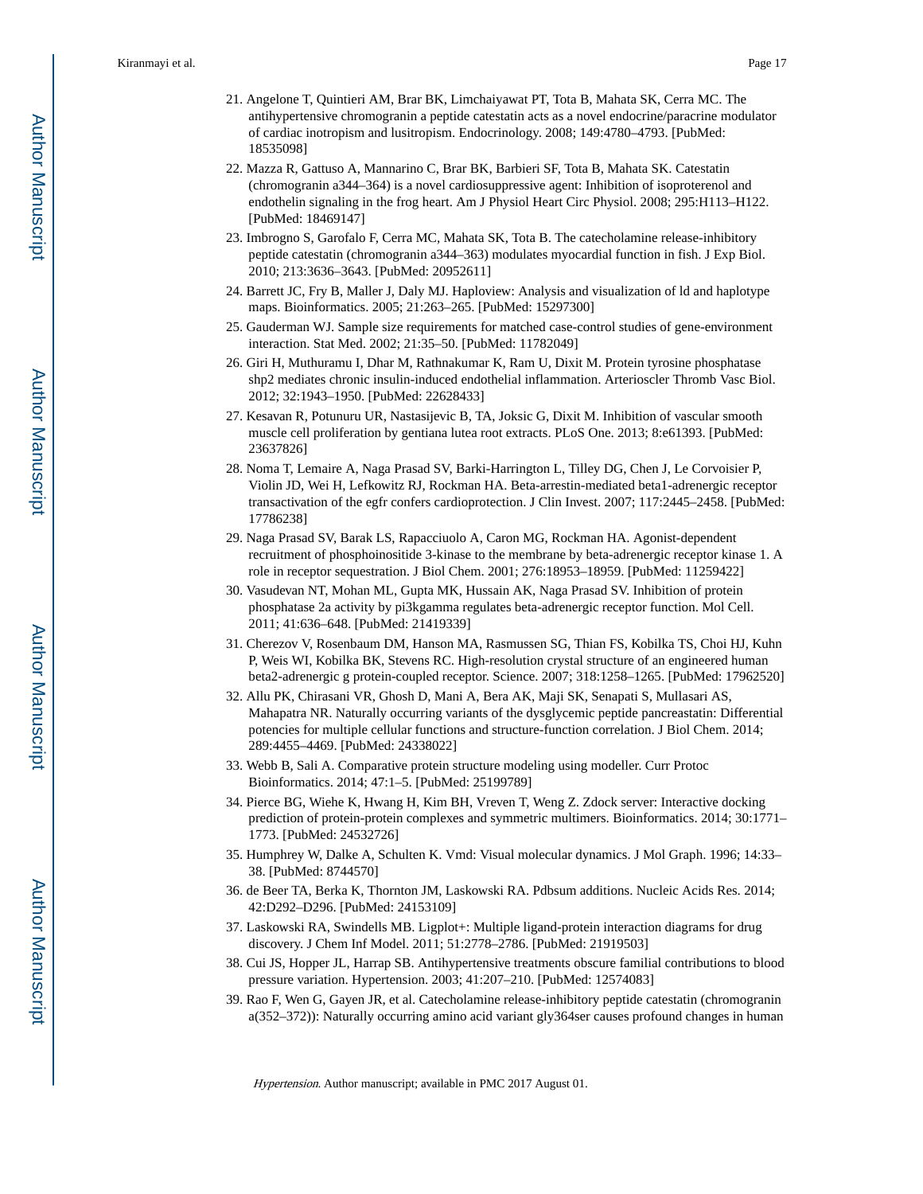21. Angelone T, Quintieri AM, Brar BK, Limchaiyawat PT, Tota B, Mahata SK, Cerra MC. The antihypertensive chromogranin a peptide catestatin acts as a novel endocrine/paracrine modulator of cardiac inotropism and lusitropism. Endocrinology. 2008; 149:4780–4793. [PubMed: 18535098]
22. Mazza R, Gattuso A, Mannarino C, Brar BK, Barbieri SF, Tota B, Mahata SK. Catestatin (chromogranin a344–364) is a novel cardiosuppressive agent: Inhibition of isoproterenol and endothelin signaling in the frog heart. Am J Physiol Heart Circ Physiol. 2008; 295:H113–H122. [PubMed: 18469147]
23. Imbrogno S, Garofalo F, Cerra MC, Mahata SK, Tota B. The catecholamine release-inhibitory peptide catestatin (chromogranin a344–363) modulates myocardial function in fish. J Exp Biol. 2010; 213:3636–3643. [PubMed: 20952611]
24. Barrett JC, Fry B, Maller J, Daly MJ. Haploview: Analysis and visualization of ld and haplotype maps. Bioinformatics. 2005; 21:263–265. [PubMed: 15297300]
25. Gauderman WJ. Sample size requirements for matched case-control studies of gene-environment interaction. Stat Med. 2002; 21:35–50. [PubMed: 11782049]
26. Giri H, Muthuramu I, Dhar M, Rathnakumar K, Ram U, Dixit M. Protein tyrosine phosphatase shp2 mediates chronic insulin-induced endothelial inflammation. Arterioscler Thromb Vasc Biol. 2012; 32:1943–1950. [PubMed: 22628433]
27. Kesavan R, Potunuru UR, Nastasijevic B, TA, Joksic G, Dixit M. Inhibition of vascular smooth muscle cell proliferation by gentiana lutea root extracts. PLoS One. 2013; 8:e61393. [PubMed: 23637826]
28. Noma T, Lemaire A, Naga Prasad SV, Barki-Harrington L, Tilley DG, Chen J, Le Corvoisier P, Violin JD, Wei H, Lefkowitz RJ, Rockman HA. Beta-arrestin-mediated beta1-adrenergic receptor transactivation of the egfr confers cardioprotection. J Clin Invest. 2007; 117:2445–2458. [PubMed: 17786238]
29. Naga Prasad SV, Barak LS, Rapacciuolo A, Caron MG, Rockman HA. Agonist-dependent recruitment of phosphoinositide 3-kinase to the membrane by beta-adrenergic receptor kinase 1. A role in receptor sequestration. J Biol Chem. 2001; 276:18953–18959. [PubMed: 11259422]
30. Vasudevan NT, Mohan ML, Gupta MK, Hussain AK, Naga Prasad SV. Inhibition of protein phosphatase 2a activity by pi3kgamma regulates beta-adrenergic receptor function. Mol Cell. 2011; 41:636–648. [PubMed: 21419339]
31. Cherezov V, Rosenbaum DM, Hanson MA, Rasmussen SG, Thian FS, Kobilka TS, Choi HJ, Kuhn P, Weis WI, Kobilka BK, Stevens RC. High-resolution crystal structure of an engineered human beta2-adrenergic g protein-coupled receptor. Science. 2007; 318:1258–1265. [PubMed: 17962520]
32. Allu PK, Chirasani VR, Ghosh D, Mani A, Bera AK, Maji SK, Senapati S, Mullasari AS, Mahapatra NR. Naturally occurring variants of the dysglycemic peptide pancreastatin: Differential potencies for multiple cellular functions and structure-function correlation. J Biol Chem. 2014; 289:4455–4469. [PubMed: 24338022]
33. Webb B, Sali A. Comparative protein structure modeling using modeller. Curr Protoc Bioinformatics. 2014; 47:1–5. [PubMed: 25199789]
34. Pierce BG, Wiehe K, Hwang H, Kim BH, Vreven T, Weng Z. Zdock server: Interactive docking prediction of protein-protein complexes and symmetric multimers. Bioinformatics. 2014; 30:1771–1773. [PubMed: 24532726]
35. Humphrey W, Dalke A, Schulten K. Vmd: Visual molecular dynamics. J Mol Graph. 1996; 14:33–38. [PubMed: 8744570]
36. de Beer TA, Berka K, Thornton JM, Laskowski RA. Pdbsum additions. Nucleic Acids Res. 2014; 42:D292–D296. [PubMed: 24153109]
37. Laskowski RA, Swindells MB. Ligplot+: Multiple ligand-protein interaction diagrams for drug discovery. J Chem Inf Model. 2011; 51:2778–2786. [PubMed: 21919503]
38. Cui JS, Hopper JL, Harrap SB. Antihypertensive treatments obscure familial contributions to blood pressure variation. Hypertension. 2003; 41:207–210. [PubMed: 12574083]
39. Rao F, Wen G, Gayen JR, et al. Catecholamine release-inhibitory peptide catestatin (chromogranin a(352–372)): Naturally occurring amino acid variant gly364ser causes profound changes in human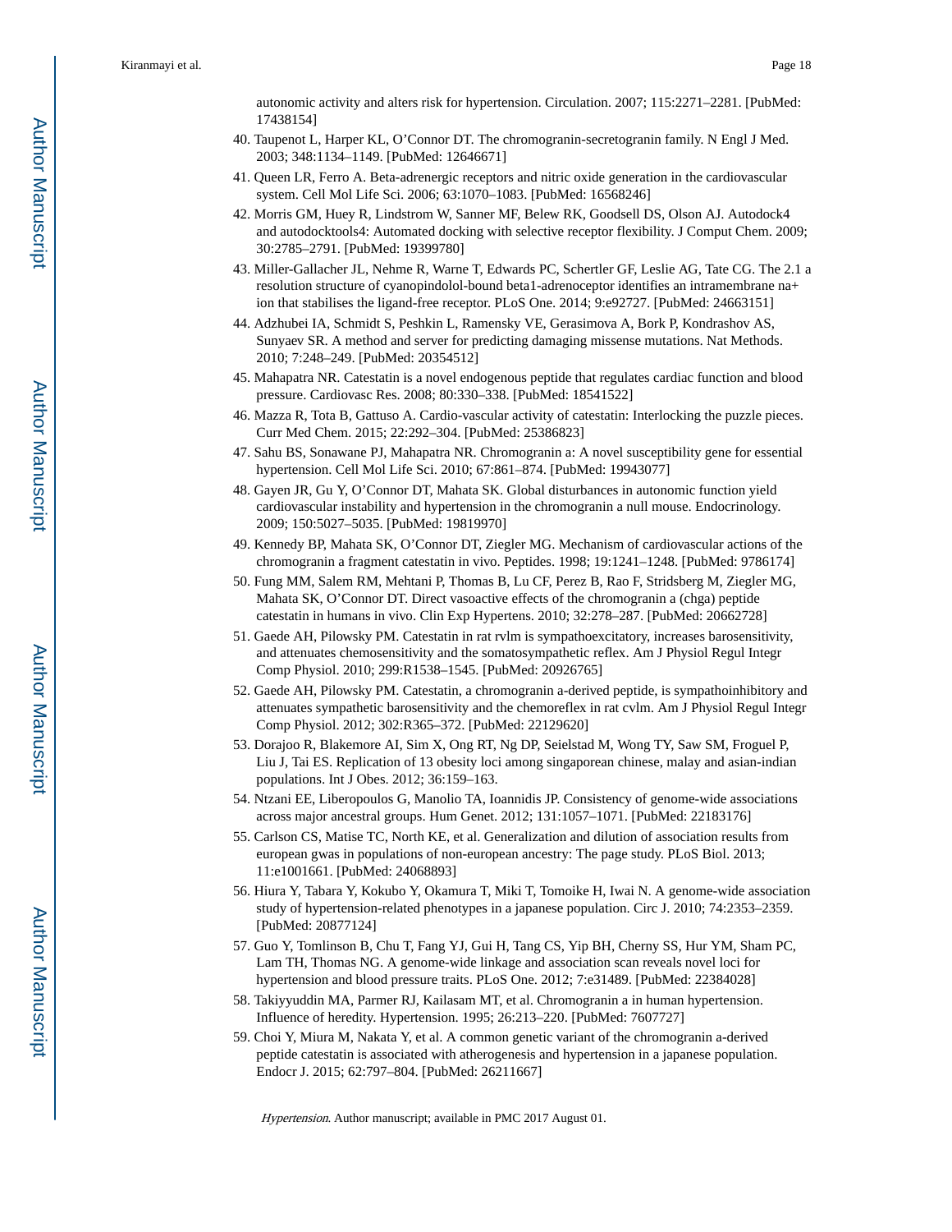autonomic activity and alters risk for hypertension. Circulation. 2007; 115:2271–2281. [PubMed: 17438154]

40. Taupenot L, Harper KL, O'Connor DT. The chromogranin-secretogranin family. N Engl J Med. 2003; 348:1134–1149. [PubMed: 12646671]
41. Queen LR, Ferro A. Beta-adrenergic receptors and nitric oxide generation in the cardiovascular system. Cell Mol Life Sci. 2006; 63:1070–1083. [PubMed: 16568246]
42. Morris GM, Huey R, Lindstrom W, Sanner MF, Belew RK, Goodsell DS, Olson AJ. Autodock4 and autodocktools4: Automated docking with selective receptor flexibility. J Comput Chem. 2009; 30:2785–2791. [PubMed: 19399780]
43. Miller-Gallacher JL, Nehme R, Warne T, Edwards PC, Schertler GF, Leslie AG, Tate CG. The 2.1 a resolution structure of cyanopindolol-bound beta1-adrenoceptor identifies an intramembrane na+ ion that stabilises the ligand-free receptor. PLoS One. 2014; 9:e92727. [PubMed: 24663151]
44. Adzhubei IA, Schmidt S, Peshkin L, Ramensky VE, Gerasimova A, Bork P, Kondrashov AS, Sunyaev SR. A method and server for predicting damaging missense mutations. Nat Methods. 2010; 7:248–249. [PubMed: 20354512]
45. Mahapatra NR. Catestatin is a novel endogenous peptide that regulates cardiac function and blood pressure. Cardiovasc Res. 2008; 80:330–338. [PubMed: 18541522]
46. Mazza R, Tota B, Gattuso A. Cardio-vascular activity of catestatin: Interlocking the puzzle pieces. Curr Med Chem. 2015; 22:292–304. [PubMed: 25386823]
47. Sahu BS, Sonawane PJ, Mahapatra NR. Chromogranin a: A novel susceptibility gene for essential hypertension. Cell Mol Life Sci. 2010; 67:861–874. [PubMed: 19943077]
48. Gayen JR, Gu Y, O'Connor DT, Mahata SK. Global disturbances in autonomic function yield cardiovascular instability and hypertension in the chromogranin a null mouse. Endocrinology. 2009; 150:5027–5035. [PubMed: 19819970]
49. Kennedy BP, Mahata SK, O'Connor DT, Ziegler MG. Mechanism of cardiovascular actions of the chromogranin a fragment catestatin in vivo. Peptides. 1998; 19:1241–1248. [PubMed: 9786174]
50. Fung MM, Salem RM, Mehtani P, Thomas B, Lu CF, Perez B, Rao F, Stridsberg M, Ziegler MG, Mahata SK, O'Connor DT. Direct vasoactive effects of the chromogranin a (chga) peptide catestatin in humans in vivo. Clin Exp Hypertens. 2010; 32:278–287. [PubMed: 20662728]
51. Gaede AH, Pilowsky PM. Catestatin in rat rvlm is sympathoexcitatory, increases barosensitivity, and attenuates chemosensitivity and the somatosympathetic reflex. Am J Physiol Regul Integr Comp Physiol. 2010; 299:R1538–1545. [PubMed: 20926765]
52. Gaede AH, Pilowsky PM. Catestatin, a chromogranin a-derived peptide, is sympathoinhibitory and attenuates sympathetic barosensitivity and the chemoreflex in rat cvlm. Am J Physiol Regul Integr Comp Physiol. 2012; 302:R365–372. [PubMed: 22129620]
53. Dorajoo R, Blakemore AI, Sim X, Ong RT, Ng DP, Seielstad M, Wong TY, Saw SM, Froguel P, Liu J, Tai ES. Replication of 13 obesity loci among singaporean chinese, malay and asian-indian populations. Int J Obes. 2012; 36:159–163.
54. Ntzani EE, Liberopoulos G, Manolio TA, Ioannidis JP. Consistency of genome-wide associations across major ancestral groups. Hum Genet. 2012; 131:1057–1071. [PubMed: 22183176]
55. Carlson CS, Matise TC, North KE, et al. Generalization and dilution of association results from european gwas in populations of non-european ancestry: The page study. PLoS Biol. 2013; 11:e1001661. [PubMed: 24068893]
56. Hiura Y, Tabara Y, Kokubo Y, Okamura T, Miki T, Tomoike H, Iwai N. A genome-wide association study of hypertension-related phenotypes in a japanese population. Circ J. 2010; 74:2353–2359. [PubMed: 20877124]
57. Guo Y, Tomlinson B, Chu T, Fang YJ, Gui H, Tang CS, Yip BH, Cherny SS, Hur YM, Sham PC, Lam TH, Thomas NG. A genome-wide linkage and association scan reveals novel loci for hypertension and blood pressure traits. PLoS One. 2012; 7:e31489. [PubMed: 22384028]
58. Takiyyuddin MA, Parmer RJ, Kailasam MT, et al. Chromogranin a in human hypertension. Influence of heredity. Hypertension. 1995; 26:213–220. [PubMed: 7607727]
59. Choi Y, Miura M, Nakata Y, et al. A common genetic variant of the chromogranin a-derived peptide catestatin is associated with atherogenesis and hypertension in a japanese population. Endocr J. 2015; 62:797–804. [PubMed: 26211667]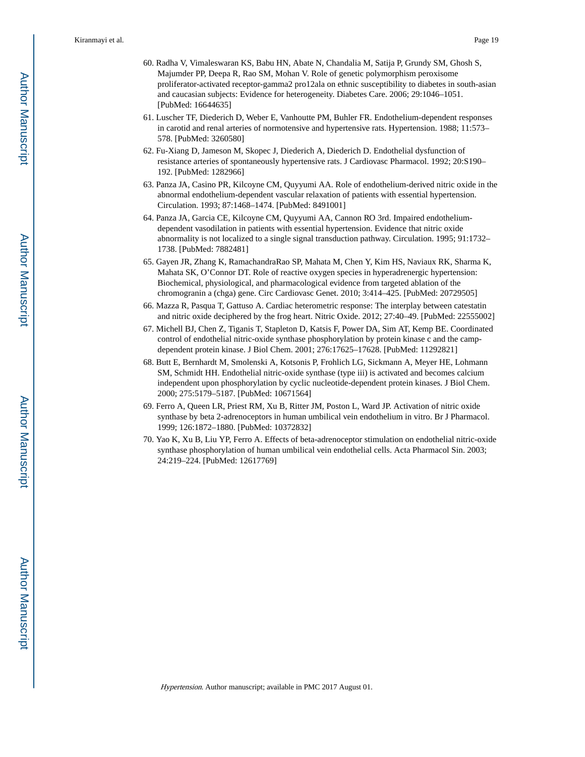60. Radha V, Vimaleswaran KS, Babu HN, Abate N, Chandalia M, Satija P, Grundy SM, Ghosh S, Majumder PP, Deepa R, Rao SM, Mohan V. Role of genetic polymorphism peroxisome proliferator-activated receptor-gamma2 pro12ala on ethnic susceptibility to diabetes in south-asian and caucasian subjects: Evidence for heterogeneity. Diabetes Care. 2006; 29:1046–1051. [PubMed: 16644635]
61. Luscher TF, Diederich D, Weber E, Vanhoutte PM, Buhler FR. Endothelium-dependent responses in carotid and renal arteries of normotensive and hypertensive rats. Hypertension. 1988; 11:573–578. [PubMed: 3260580]
62. Fu-Xiang D, Jameson M, Skopec J, Diederich A, Diederich D. Endothelial dysfunction of resistance arteries of spontaneously hypertensive rats. J Cardiovasc Pharmacol. 1992; 20:S190–192. [PubMed: 1282966]
63. Panza JA, Casino PR, Kilcoyne CM, Quyyumi AA. Role of endothelium-derived nitric oxide in the abnormal endothelium-dependent vascular relaxation of patients with essential hypertension. Circulation. 1993; 87:1468–1474. [PubMed: 8491001]
64. Panza JA, Garcia CE, Kilcoyne CM, Quyyumi AA, Cannon RO 3rd. Impaired endothelium-dependent vasodilation in patients with essential hypertension. Evidence that nitric oxide abnormality is not localized to a single signal transduction pathway. Circulation. 1995; 91:1732–1738. [PubMed: 7882481]
65. Gayen JR, Zhang K, RamachandraRao SP, Mahata M, Chen Y, Kim HS, Naviaux RK, Sharma K, Mahata SK, O'Connor DT. Role of reactive oxygen species in hyperadrenergic hypertension: Biochemical, physiological, and pharmacological evidence from targeted ablation of the chromogranin a (chga) gene. Circ Cardiovasc Genet. 2010; 3:414–425. [PubMed: 20729505]
66. Mazza R, Pasqua T, Gattuso A. Cardiac heterometric response: The interplay between catestatin and nitric oxide deciphered by the frog heart. Nitric Oxide. 2012; 27:40–49. [PubMed: 22555002]
67. Michell BJ, Chen Z, Tiganis T, Stapleton D, Katsis F, Power DA, Sim AT, Kemp BE. Coordinated control of endothelial nitric-oxide synthase phosphorylation by protein kinase c and the camp-dependent protein kinase. J Biol Chem. 2001; 276:17625–17628. [PubMed: 11292821]
68. Butt E, Bernhardt M, Smolenski A, Kotsonis P, Frohlich LG, Sickmann A, Meyer HE, Lohmann SM, Schmidt HH. Endothelial nitric-oxide synthase (type iii) is activated and becomes calcium independent upon phosphorylation by cyclic nucleotide-dependent protein kinases. J Biol Chem. 2000; 275:5179–5187. [PubMed: 10671564]
69. Ferro A, Queen LR, Priest RM, Xu B, Ritter JM, Poston L, Ward JP. Activation of nitric oxide synthase by beta 2-adrenoceptors in human umbilical vein endothelium in vitro. Br J Pharmacol. 1999; 126:1872–1880. [PubMed: 10372832]
70. Yao K, Xu B, Liu YP, Ferro A. Effects of beta-adrenoceptor stimulation on endothelial nitric-oxide synthase phosphorylation of human umbilical vein endothelial cells. Acta Pharmacol Sin. 2003; 24:219–224. [PubMed: 12617769]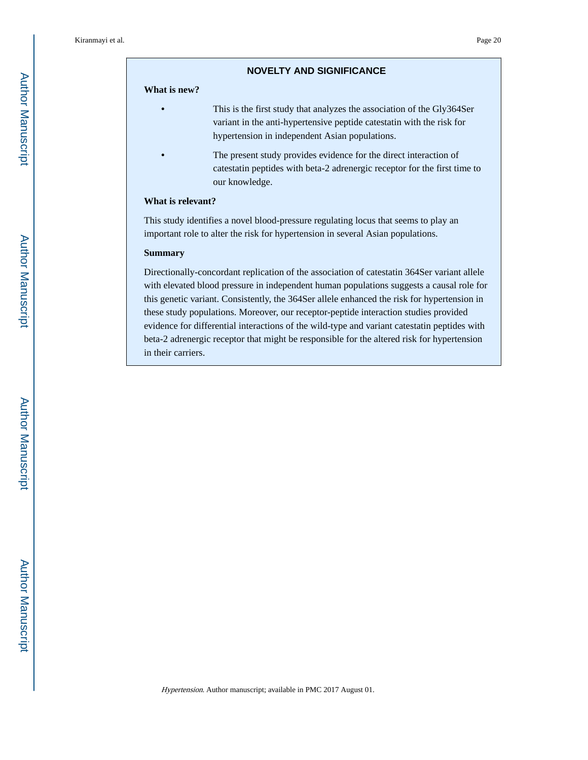## NOVELTY AND SIGNIFICANCE

### What is new?

- This is the first study that analyzes the association of the Gly364Ser variant in the anti-hypertensive peptide catestatin with the risk for hypertension in independent Asian populations.
- The present study provides evidence for the direct interaction of catestatin peptides with beta-2 adrenergic receptor for the first time to our knowledge.

### What is relevant?

This study identifies a novel blood-pressure regulating locus that seems to play an important role to alter the risk for hypertension in several Asian populations.

### Summary

Directionally-concordant replication of the association of catestatin 364Ser variant allele with elevated blood pressure in independent human populations suggests a causal role for this genetic variant. Consistently, the 364Ser allele enhanced the risk for hypertension in these study populations. Moreover, our receptor-peptide interaction studies provided evidence for differential interactions of the wild-type and variant catestatin peptides with beta-2 adrenergic receptor that might be responsible for the altered risk for hypertension in their carriers.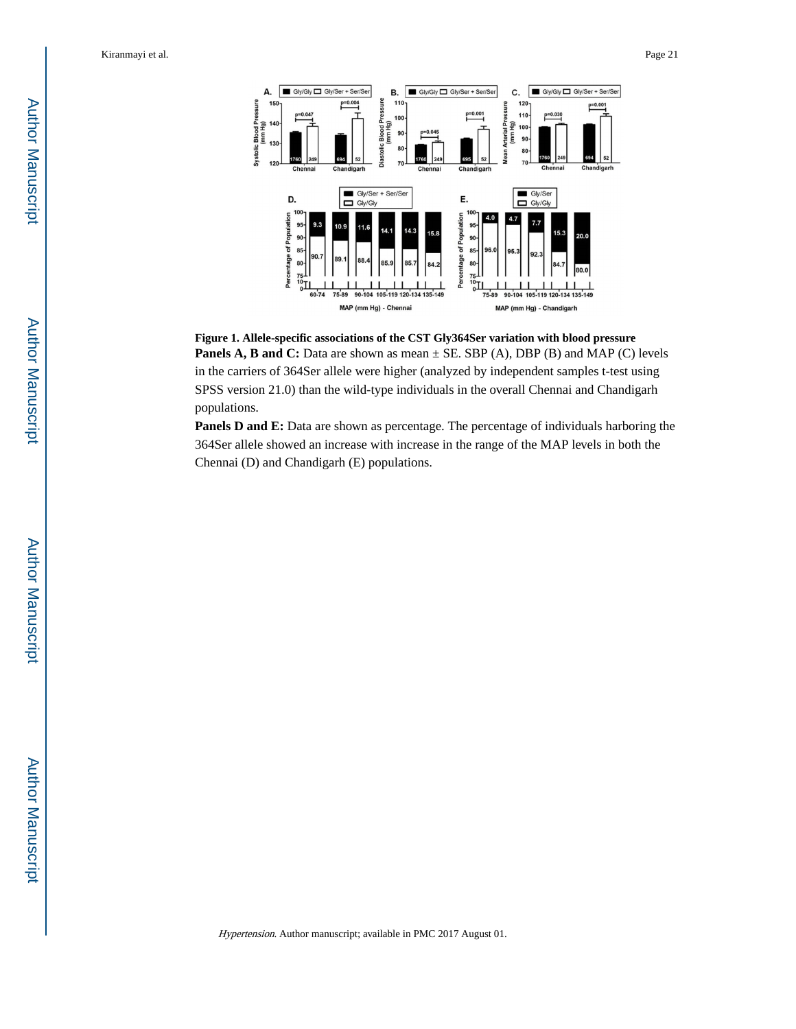**Figure 1. Allele-specific associations of the CST Gly364Ser variation with blood pressure**

**Panels A, B and C:** Data are shown as mean ± SE. SBP (A), DBP (B) and MAP (C) levels in the carriers of 364Ser allele were higher (analyzed by independent samples t-test using SPSS version 21.0) than the wild-type individuals in the overall Chennai and Chandigarh populations.

**Panels D and E:** Data are shown as percentage. The percentage of individuals harboring the 364Ser allele showed an increase with increase in the range of the MAP levels in both the Chennai (D) and Chandigarh (E) populations.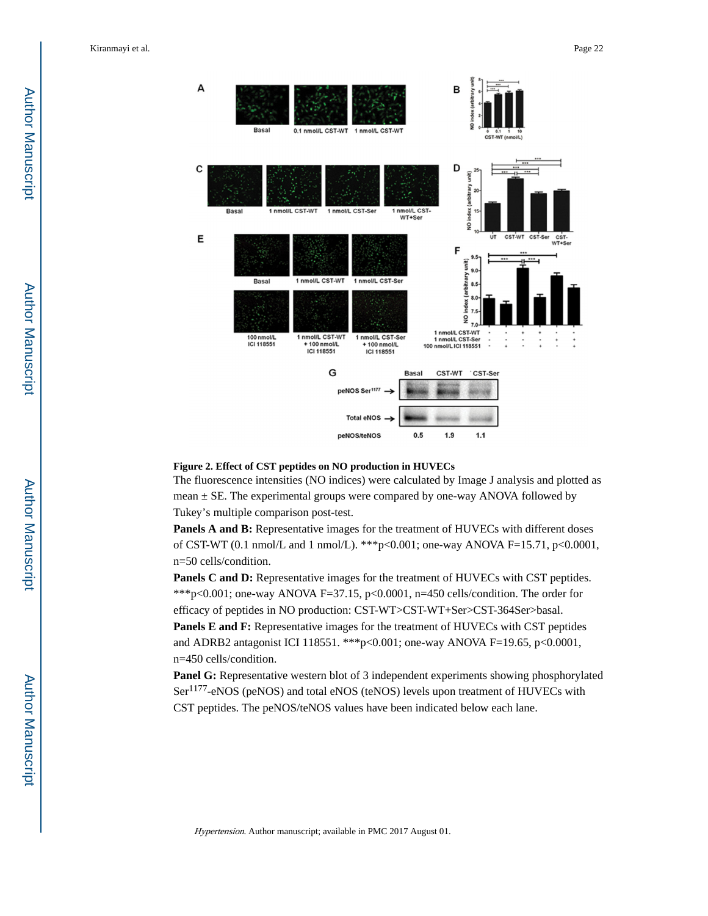**Figure 2. Effect of CST peptides on NO production in HUVECs**

The fluorescence intensities (NO indices) were calculated by Image J analysis and plotted as mean ± SE. The experimental groups were compared by one-way ANOVA followed by Tukey's multiple comparison post-test.

**Panels A and B:** Representative images for the treatment of HUVECs with different doses of CST-WT (0.1 nmol/L and 1 nmol/L). ***p<0.001; one-way ANOVA F=15.71, p<0.0001, n=50 cells/condition.

**Panels C and D:** Representative images for the treatment of HUVECs with CST peptides. ***p<0.001; one-way ANOVA F=37.15, p<0.0001, n=450 cells/condition. The order for efficacy of peptides in NO production: CST-WT>CST-WT+Ser>CST-364Ser>basal.

**Panels E and F:** Representative images for the treatment of HUVECs with CST peptides and ADRB2 antagonist ICI 118551. ***p<0.001; one-way ANOVA F=19.65, p<0.0001, n=450 cells/condition.

**Panel G:** Representative western blot of 3 independent experiments showing phosphorylated Ser[1177]-eNOS (peNOS) and total eNOS (teNOS) levels upon treatment of HUVECs with CST peptides. The peNOS/teNOS values have been indicated below each lane.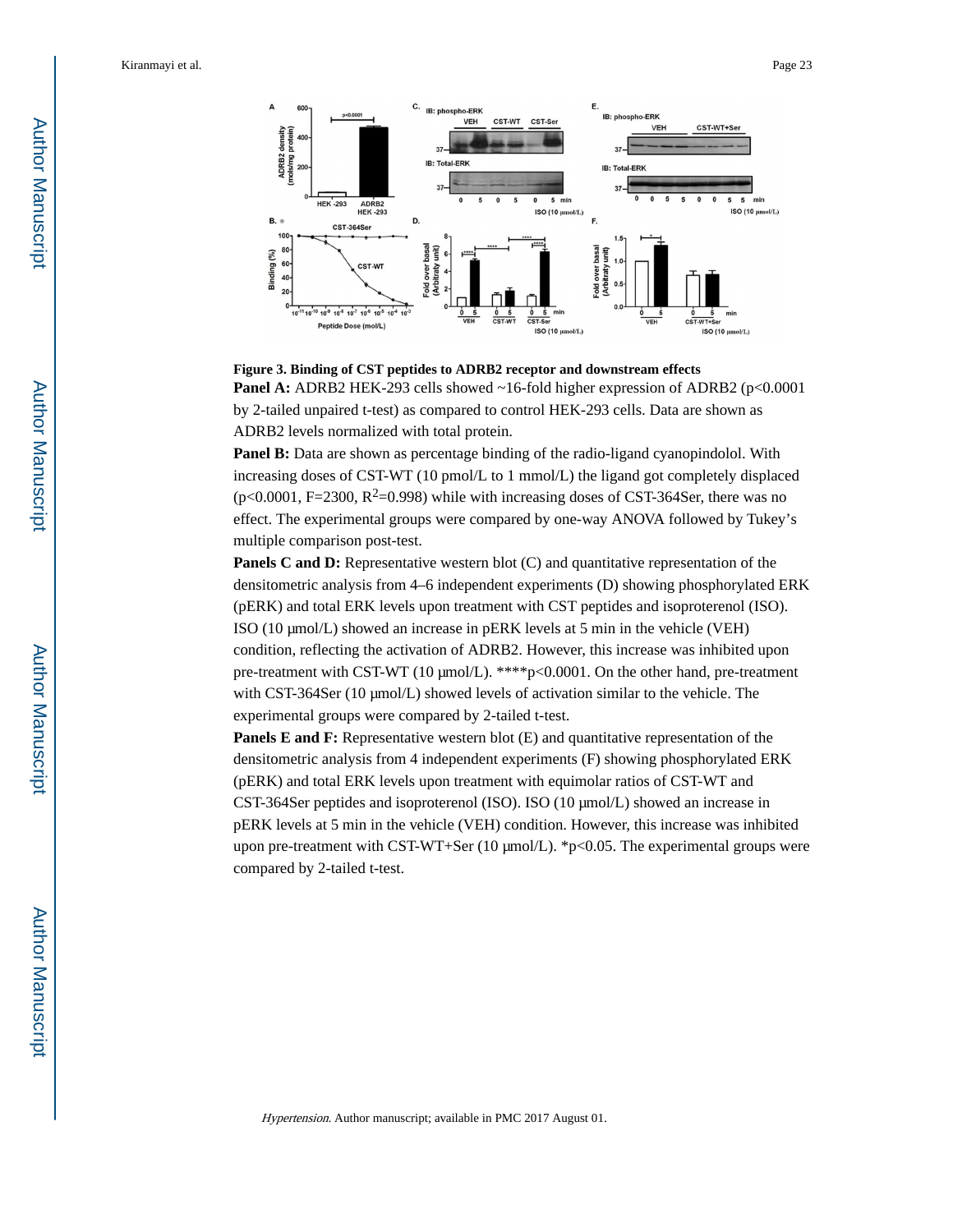**Figure 3. Binding of CST peptides to ADRB2 receptor and downstream effects**

**Panel A:** ADRB2 HEK-293 cells showed ~16-fold higher expression of ADRB2 ($p<0.0001$ by 2-tailed unpaired t-test) as compared to control HEK-293 cells. Data are shown as ADRB2 levels normalized with total protein.

**Panel B:** Data are shown as percentage binding of the radio-ligand cyanopindolol. With increasing doses of CST-WT (10 pmol/L to 1 mmol/L) the ligand got completely displaced ($p<0.0001$, $F=2300$, $R^2=0.998$) while with increasing doses of CST-364Ser, there was no effect. The experimental groups were compared by one-way ANOVA followed by Tukey's multiple comparison post-test.

**Panels C and D:** Representative western blot (C) and quantitative representation of the densitometric analysis from 4–6 independent experiments (D) showing phosphorylated ERK (pERK) and total ERK levels upon treatment with CST peptides and isoproterenol (ISO). ISO (10 μmol/L) showed an increase in pERK levels at 5 min in the vehicle (VEH) condition, reflecting the activation of ADRB2. However, this increase was inhibited upon pre-treatment with CST-WT (10 μmol/L). ****$p<0.0001$. On the other hand, pre-treatment with CST-364Ser (10 μmol/L) showed levels of activation similar to the vehicle. The experimental groups were compared by 2-tailed t-test.

**Panels E and F:** Representative western blot (E) and quantitative representation of the densitometric analysis from 4 independent experiments (F) showing phosphorylated ERK (pERK) and total ERK levels upon treatment with equimolar ratios of CST-WT and CST-364Ser peptides and isoproterenol (ISO). ISO (10 μmol/L) showed an increase in pERK levels at 5 min in the vehicle (VEH) condition. However, this increase was inhibited upon pre-treatment with CST-WT+Ser (10 μmol/L). *$p<0.05$. The experimental groups were compared by 2-tailed t-test.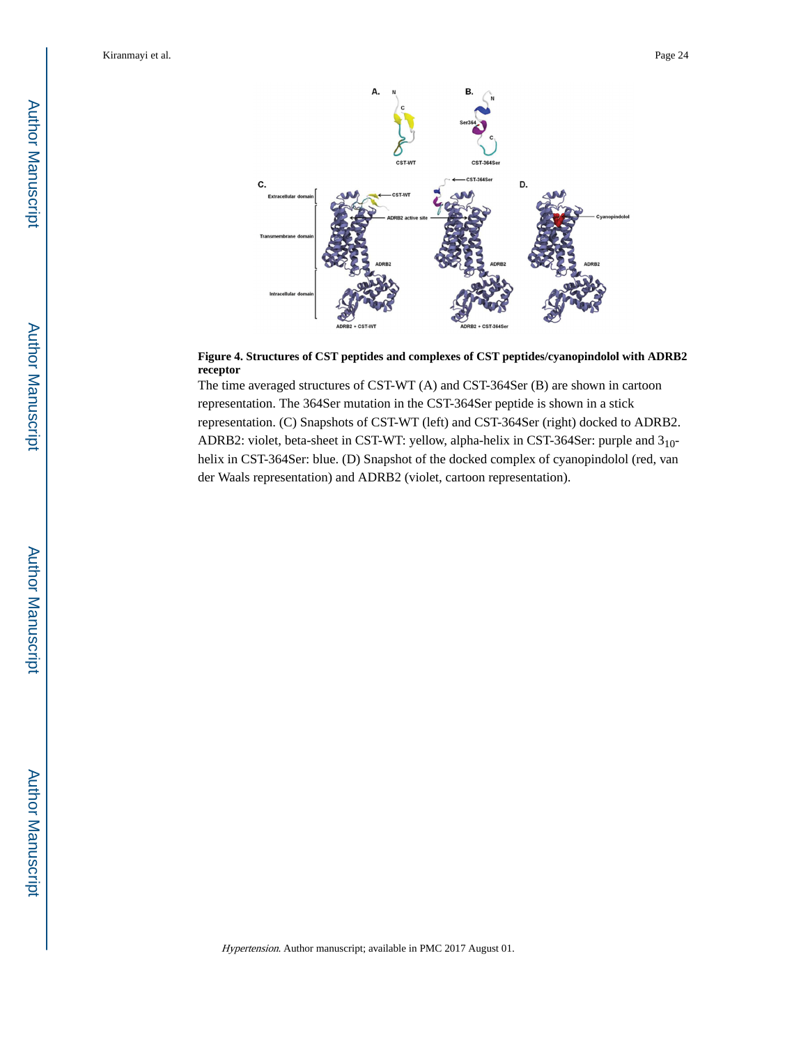**Figure 4. Structures of CST peptides and complexes of CST peptides/cyanopindolol with ADRB2 receptor**

The time averaged structures of CST-WT (A) and CST-364Ser (B) are shown in cartoon representation. The 364Ser mutation in the CST-364Ser peptide is shown in a stick representation. (C) Snapshots of CST-WT (left) and CST-364Ser (right) docked to ADRB2. ADRB2: violet, beta-sheet in CST-WT: yellow, alpha-helix in CST-364Ser: purple and $3_{10}$-helix in CST-364Ser: blue. (D) Snapshot of the docked complex of cyanopindolol (red, van der Waals representation) and ADRB2 (violet, cartoon representation).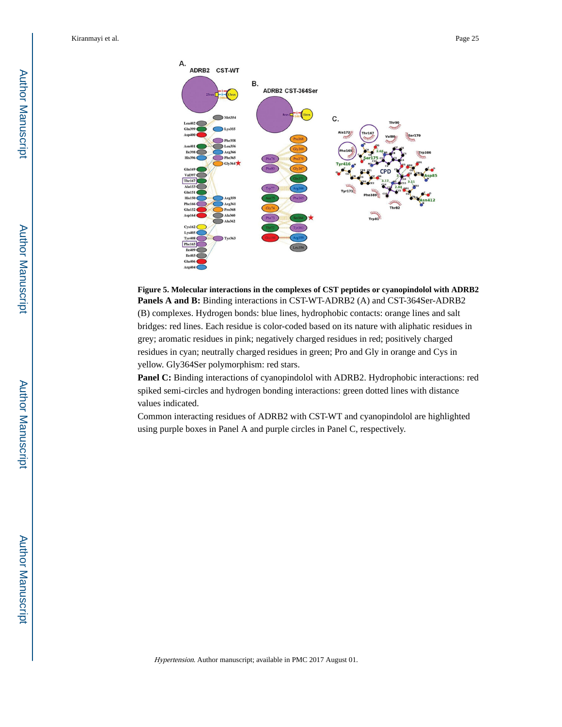**Figure 5. Molecular interactions in the complexes of CST peptides or cyanopindolol with ADRB2**

**Panels A and B:** Binding interactions in CST-WT-ADRB2 (A) and CST-364Ser-ADRB2 (B) complexes. Hydrogen bonds: blue lines, hydrophobic contacts: orange lines and salt bridges: red lines. Each residue is color-coded based on its nature with aliphatic residues in grey; aromatic residues in pink; negatively charged residues in red; positively charged residues in cyan; neutrally charged residues in green; Pro and Gly in orange and Cys in yellow. Gly364Ser polymorphism: red stars.

**Panel C:** Binding interactions of cyanopindolol with ADRB2. Hydrophobic interactions: red spiked semi-circles and hydrogen bonding interactions: green dotted lines with distance values indicated.

Common interacting residues of ADRB2 with CST-WT and cyanopindolol are highlighted using purple boxes in Panel A and purple circles in Panel C, respectively.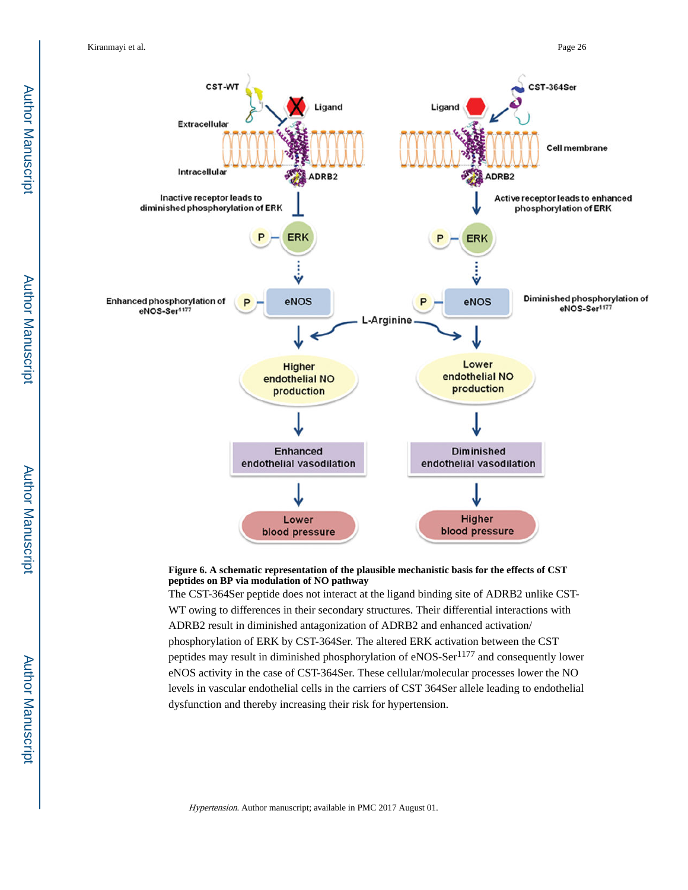**Figure 6. A schematic representation of the plausible mechanistic basis for the effects of CST peptides on BP via modulation of NO pathway**

The CST-364Ser peptide does not interact at the ligand binding site of ADRB2 unlike CST-WT owing to differences in their secondary structures. Their differential interactions with ADRB2 result in diminished antagonization of ADRB2 and enhanced activation/phosphorylation of ERK by CST-364Ser. The altered ERK activation between the CST peptides may result in diminished phosphorylation of eNOS-Ser[1177] and consequently lower eNOS activity in the case of CST-364Ser. These cellular/molecular processes lower the NO levels in vascular endothelial cells in the carriers of CST 364Ser allele leading to endothelial dysfunction and thereby increasing their risk for hypertension.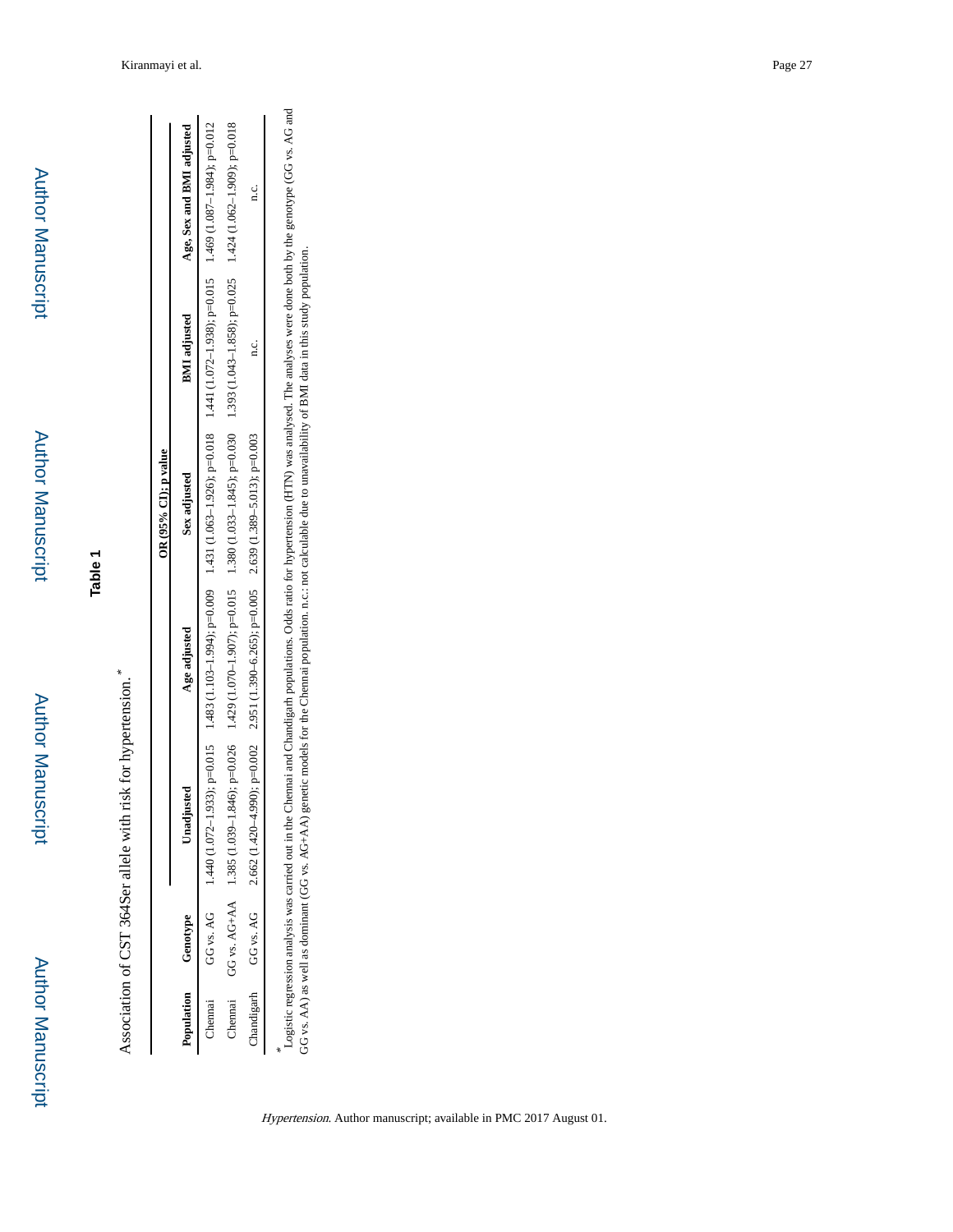## Table 1

Association of CST 364Ser allele with risk for hypertension.*

| Population | Genotype | OR (95% CI); p value | | | | |
|---|---|---|---|---|---|---|
| | | Unadjusted | Age adjusted | Sex adjusted | BMI adjusted | Age, Sex and BMI adjusted |
| Chennai | GG vs. AG | 1.440 (1.072–1.933); p=0.015 | 1.483 (1.103–1.994); p=0.009 | 1.431 (1.063–1.926); p=0.018 | 1.441 (1.072–1.938); p=0.015 | 1.469 (1.087–1.984); p=0.012 |
| Chennai | GG vs. AG+AA | 1.385 (1.039–1.846); p=0.026 | 1.429 (1.070–1.907); p=0.015 | 1.380 (1.033–1.845); p=0.030 | 1.393 (1.043–1.858); p=0.025 | 1.424 (1.062–1.909); p=0.018 |
| Chandigarh | GG vs. AG | 2.662 (1.420–4.990); p=0.002 | 2.951 (1.390–6.265); p=0.005 | 2.639 (1.389–5.013); p=0.003 | n.c. | n.c. |

*Logistic regression analysis was carried out in the Chennai and Chandigarh populations. Odds ratio for hypertension (HTN) was analysed. The analyses were done both by the genotype (GG vs. AG and GG vs. AA) as well as dominant (GG vs. AG+AA) genetic models for the Chennai population. n.c.: not calculable due to unavailability of BMI data in this study population.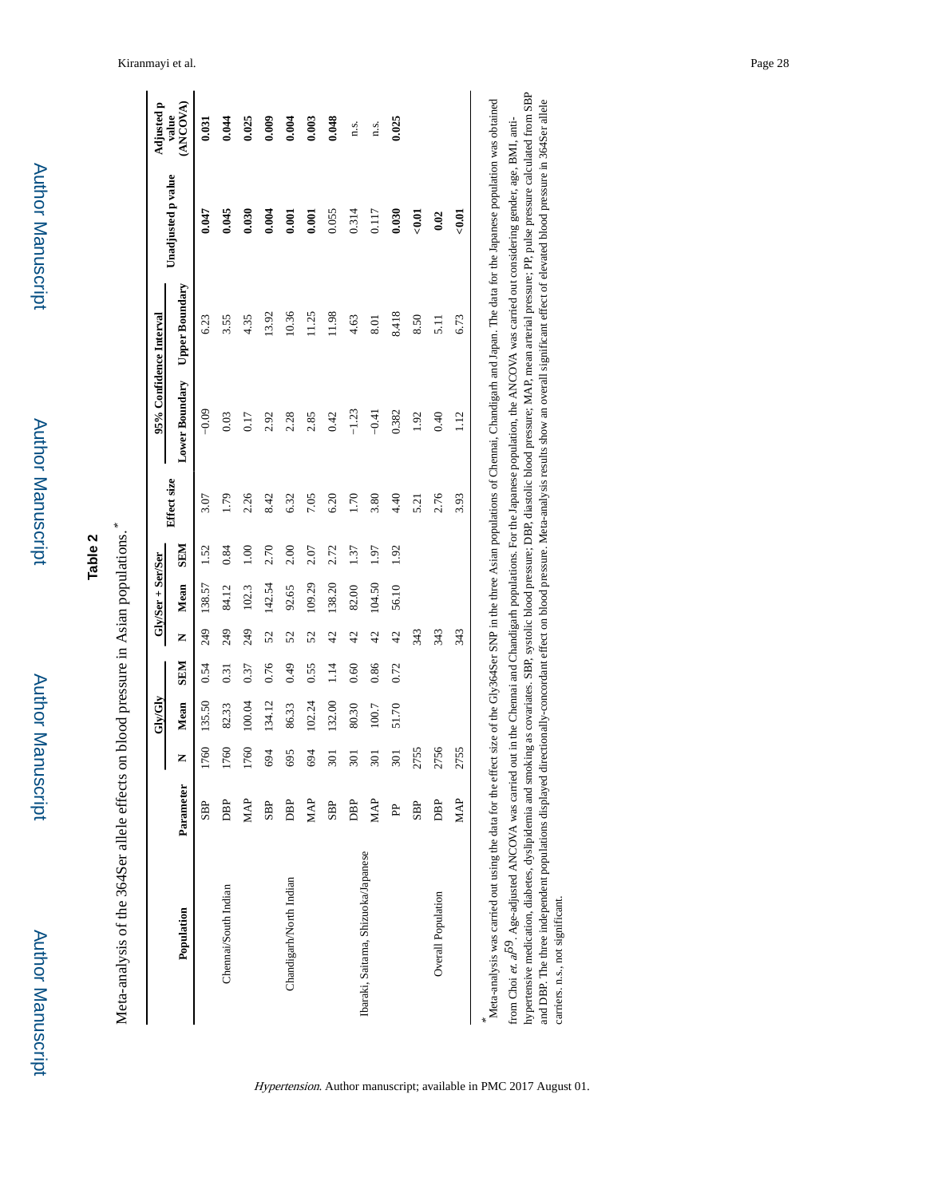**Table 2**

Meta-analysis of the 364Ser allele effects on blood pressure in Asian populations.*

| Population | Parameter | Gly/Gly | | | Gly/Ser + Ser/Ser | | | Effect size | 95% Confidence Interval | | Unadjusted p value | Adjusted p value (ANCOVA) |
|---|---|---|---|---|---|---|---|---|---|---|---|---|
| | | N | Mean | SEM | N | Mean | SEM | | Lower Boundary | Upper Boundary | | |
| Chennai/South Indian | SBP | 1760 | 135.50 | 0.54 | 249 | 138.57 | 1.52 | 3.07 | −0.09 | 6.23 | **0.047** | **0.031** |
| | DBP | 1760 | 82.33 | 0.31 | 249 | 84.12 | 0.84 | 1.79 | 0.03 | 3.55 | **0.045** | **0.044** |
| | MAP | 1760 | 100.04 | 0.37 | 249 | 102.3 | 1.00 | 2.26 | 0.17 | 4.35 | **0.030** | **0.025** |
| Chandigarh/North Indian | SBP | 694 | 134.12 | 0.76 | 52 | 142.54 | 2.70 | 8.42 | 2.92 | 13.92 | **0.004** | **0.009** |
| | DBP | 695 | 86.33 | 0.49 | 52 | 92.65 | 2.00 | 6.32 | 2.28 | 10.36 | **0.001** | **0.004** |
| | MAP | 694 | 102.24 | 0.55 | 52 | 109.29 | 2.07 | 7.05 | 2.85 | 11.25 | **0.001** | **0.003** |
| Ibaraki, Saitama, Shizuoka/Japanese | SBP | 301 | 132.00 | 1.14 | 42 | 138.20 | 2.72 | 6.20 | 0.42 | 11.98 | 0.055 | **0.048** |
| | DBP | 301 | 80.30 | 0.60 | 42 | 82.00 | 1.37 | 1.70 | −1.23 | 4.63 | 0.314 | n.s. |
| | MAP | 301 | 100.7 | 0.86 | 42 | 104.50 | 1.97 | 3.80 | −0.41 | 8.01 | 0.117 | n.s. |
| | PP | 301 | 51.70 | 0.72 | 42 | 56.10 | 1.92 | 4.40 | 0.382 | 8.418 | **0.030** | **0.025** |
| Overall Population | SBP | 2755 | | | 343 | | | 5.21 | 1.92 | 8.50 | **<0.01** | |
| | DBP | 2756 | | | 343 | | | 2.76 | 0.40 | 5.11 | **0.02** | |
| | MAP | 2755 | | | 343 | | | 3.93 | 1.12 | 6.73 | **<0.01** | |

*Meta-analysis was carried out using the data for the effect size of the Gly364Ser SNP in the three Asian populations of Chennai, Chandigarh and Japan. The data for the Japanese population was obtained from Choi *et. al*[59]. Age-adjusted ANCOVA was carried out in the Chennai and Chandigarh populations. For the Japanese population, the ANCOVA was carried out considering gender, age, BMI, anti-hypertensive medication, diabetes, dyslipidemia and smoking as covariates. SBP, systolic blood pressure; DBP, diastolic blood pressure; MAP, mean arterial pressure; PP, pulse pressure calculated from SBP and DBP. The three independent populations displayed directionally-concordant effect on blood pressure. Meta-analysis results show an overall significant effect of elevated blood pressure in 364Ser allele carriers. n.s., not significant.